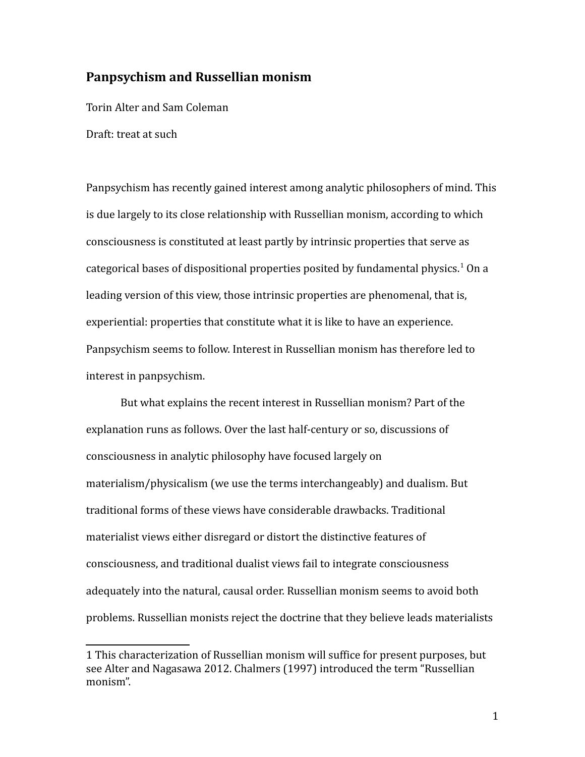# Panpsychism and Russellian monism

Torin Alter and Sam Coleman

Draft: treat at such

Panpsychism has recently gained interest among analytic philosophers of mind. This is due largely to its close relationship with Russellian monism, according to which consciousness is constituted at least partly by intrinsic properties that serve as categorical bases of dispositional properties posited by fundamental physics.[1] On a leading version of this view, those intrinsic properties are phenomenal, that is, experiential: properties that constitute what it is like to have an experience. Panpsychism seems to follow. Interest in Russellian monism has therefore led to interest in panpsychism.

But what explains the recent interest in Russellian monism? Part of the explanation runs as follows. Over the last half-century or so, discussions of consciousness in analytic philosophy have focused largely on materialism/physicalism (we use the terms interchangeably) and dualism. But traditional forms of these views have considerable drawbacks. Traditional materialist views either disregard or distort the distinctive features of consciousness, and traditional dualist views fail to integrate consciousness adequately into the natural, causal order. Russellian monism seems to avoid both problems. Russellian monists reject the doctrine that they believe leads materialists

---

[1] This characterization of Russellian monism will suffice for present purposes, but see Alter and Nagasawa 2012. Chalmers (1997) introduced the term "Russellian monism".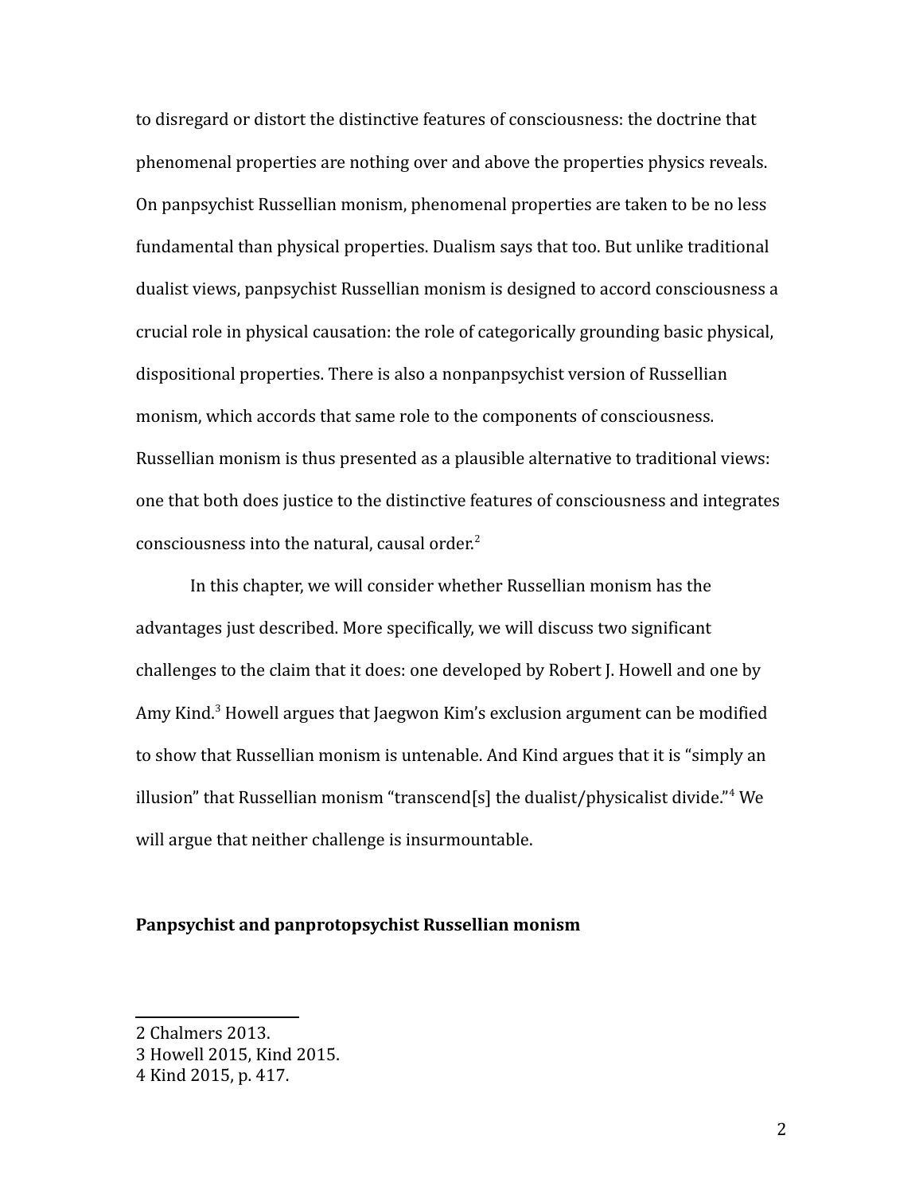to disregard or distort the distinctive features of consciousness: the doctrine that phenomenal properties are nothing over and above the properties physics reveals. On panpsychist Russellian monism, phenomenal properties are taken to be no less fundamental than physical properties. Dualism says that too. But unlike traditional dualist views, panpsychist Russellian monism is designed to accord consciousness a crucial role in physical causation: the role of categorically grounding basic physical, dispositional properties. There is also a nonpanpsychist version of Russellian monism, which accords that same role to the components of consciousness. Russellian monism is thus presented as a plausible alternative to traditional views: one that both does justice to the distinctive features of consciousness and integrates consciousness into the natural, causal order.[2]

In this chapter, we will consider whether Russellian monism has the advantages just described. More specifically, we will discuss two significant challenges to the claim that it does: one developed by Robert J. Howell and one by Amy Kind.[3] Howell argues that Jaegwon Kim's exclusion argument can be modified to show that Russellian monism is untenable. And Kind argues that it is "simply an illusion" that Russellian monism "transcend[s] the dualist/physicalist divide."[4] We will argue that neither challenge is insurmountable.

## Panpsychist and panprotopsychist Russellian monism

2 Chalmers 2013.
3 Howell 2015, Kind 2015.
4 Kind 2015, p. 417.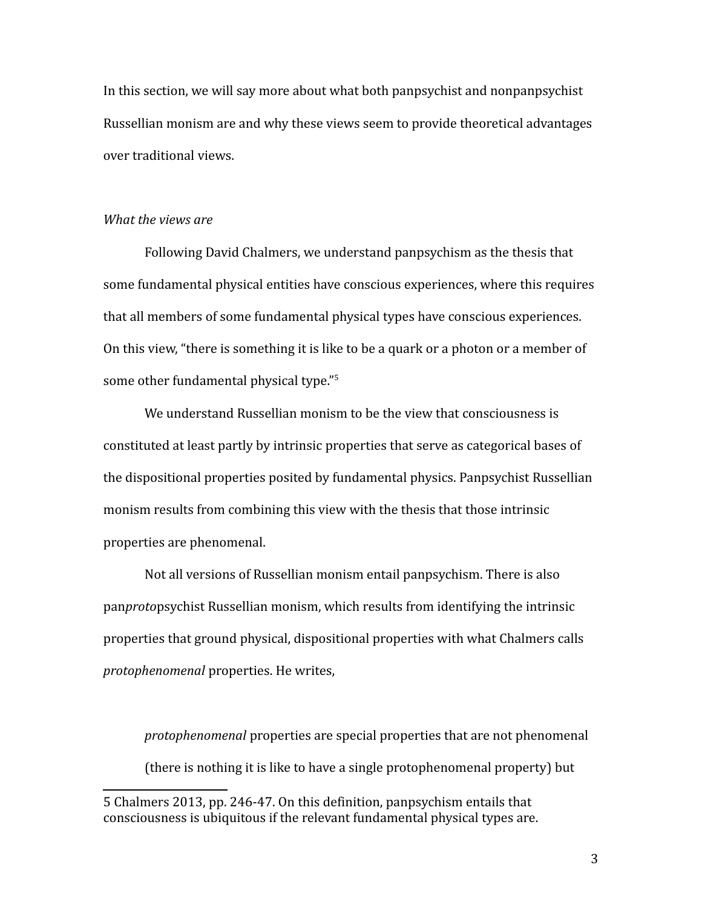In this section, we will say more about what both panpsychist and nonpanpsychist Russellian monism are and why these views seem to provide theoretical advantages over traditional views.

*What the views are*

Following David Chalmers, we understand panpsychism as the thesis that some fundamental physical entities have conscious experiences, where this requires that all members of some fundamental physical types have conscious experiences. On this view, "there is something it is like to be a quark or a photon or a member of some other fundamental physical type."[5]

We understand Russellian monism to be the view that consciousness is constituted at least partly by intrinsic properties that serve as categorical bases of the dispositional properties posited by fundamental physics. Panpsychist Russellian monism results from combining this view with the thesis that those intrinsic properties are phenomenal.

Not all versions of Russellian monism entail panpsychism. There is also pan*proto*psychist Russellian monism, which results from identifying the intrinsic properties that ground physical, dispositional properties with what Chalmers calls *protophenomenal* properties. He writes,

> *protophenomenal* properties are special properties that are not phenomenal (there is nothing it is like to have a single protophenomenal property) but

---

5 Chalmers 2013, pp. 246-47. On this definition, panpsychism entails that consciousness is ubiquitous if the relevant fundamental physical types are.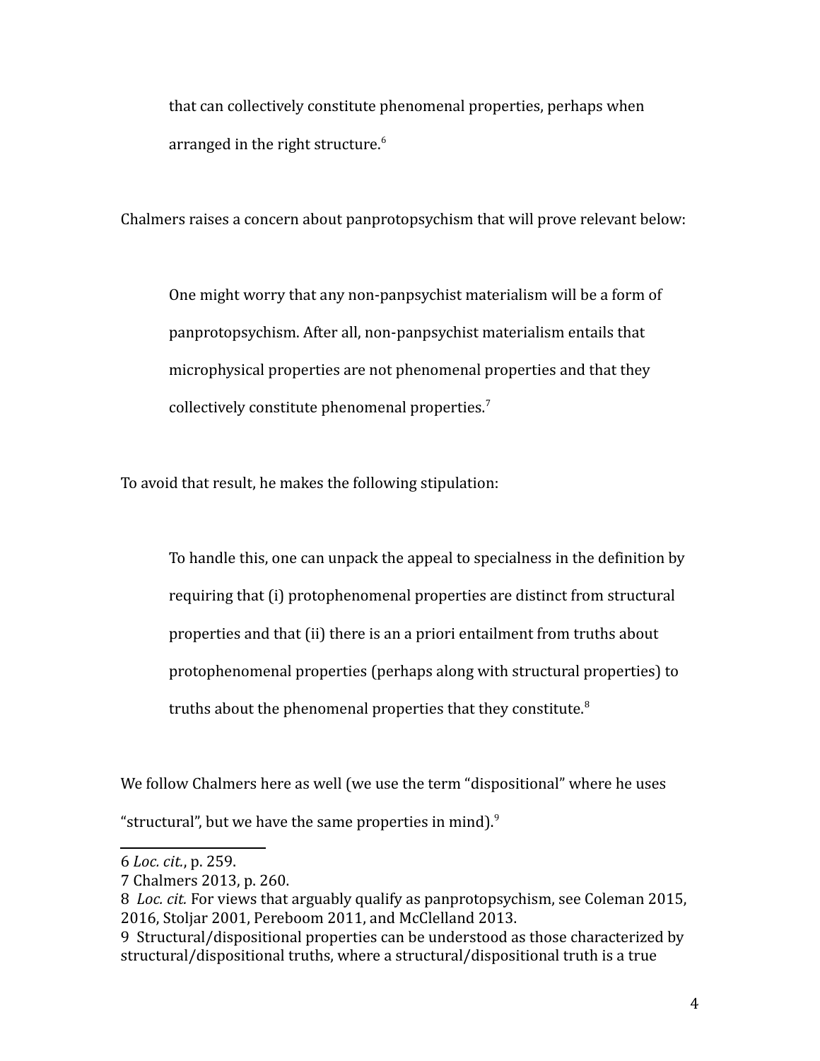> that can collectively constitute phenomenal properties, perhaps when arranged in the right structure.[6]

Chalmers raises a concern about panprotopsychism that will prove relevant below:

> One might worry that any non-panpsychist materialism will be a form of panprotopsychism. After all, non-panpsychist materialism entails that microphysical properties are not phenomenal properties and that they collectively constitute phenomenal properties.[7]

To avoid that result, he makes the following stipulation:

> To handle this, one can unpack the appeal to specialness in the definition by requiring that (i) protophenomenal properties are distinct from structural properties and that (ii) there is an a priori entailment from truths about protophenomenal properties (perhaps along with structural properties) to truths about the phenomenal properties that they constitute.[8]

We follow Chalmers here as well (we use the term "dispositional" where he uses "structural", but we have the same properties in mind).[9]

---

6 *Loc. cit.*, p. 259.

7 Chalmers 2013, p. 260.

8 *Loc. cit.* For views that arguably qualify as panprotopsychism, see Coleman 2015, 2016, Stoljar 2001, Pereboom 2011, and McClelland 2013.

9 Structural/dispositional properties can be understood as those characterized by structural/dispositional truths, where a structural/dispositional truth is a true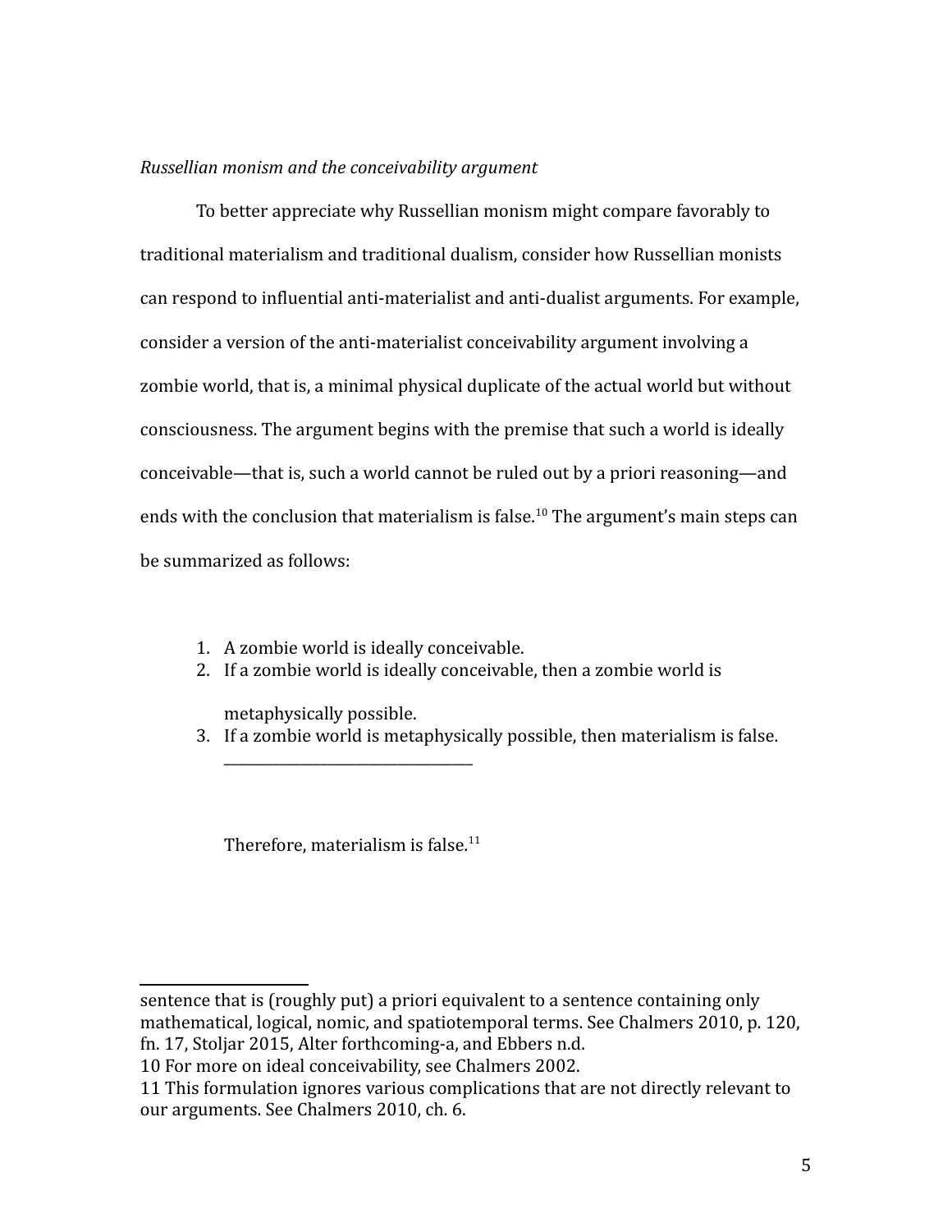*Russellian monism and the conceivability argument*

To better appreciate why Russellian monism might compare favorably to traditional materialism and traditional dualism, consider how Russellian monists can respond to influential anti-materialist and anti-dualist arguments. For example, consider a version of the anti-materialist conceivability argument involving a zombie world, that is, a minimal physical duplicate of the actual world but without consciousness. The argument begins with the premise that such a world is ideally conceivable—that is, such a world cannot be ruled out by a priori reasoning—and ends with the conclusion that materialism is false.[10] The argument's main steps can be summarized as follows:

1. A zombie world is ideally conceivable.
2. If a zombie world is ideally conceivable, then a zombie world is metaphysically possible.
3. If a zombie world is metaphysically possible, then materialism is false.

_______________________________

Therefore, materialism is false.[11]

---

sentence that is (roughly put) a priori equivalent to a sentence containing only mathematical, logical, nomic, and spatiotemporal terms. See Chalmers 2010, p. 120, fn. 17, Stoljar 2015, Alter forthcoming-a, and Ebbers n.d.

10 For more on ideal conceivability, see Chalmers 2002.

11 This formulation ignores various complications that are not directly relevant to our arguments. See Chalmers 2010, ch. 6.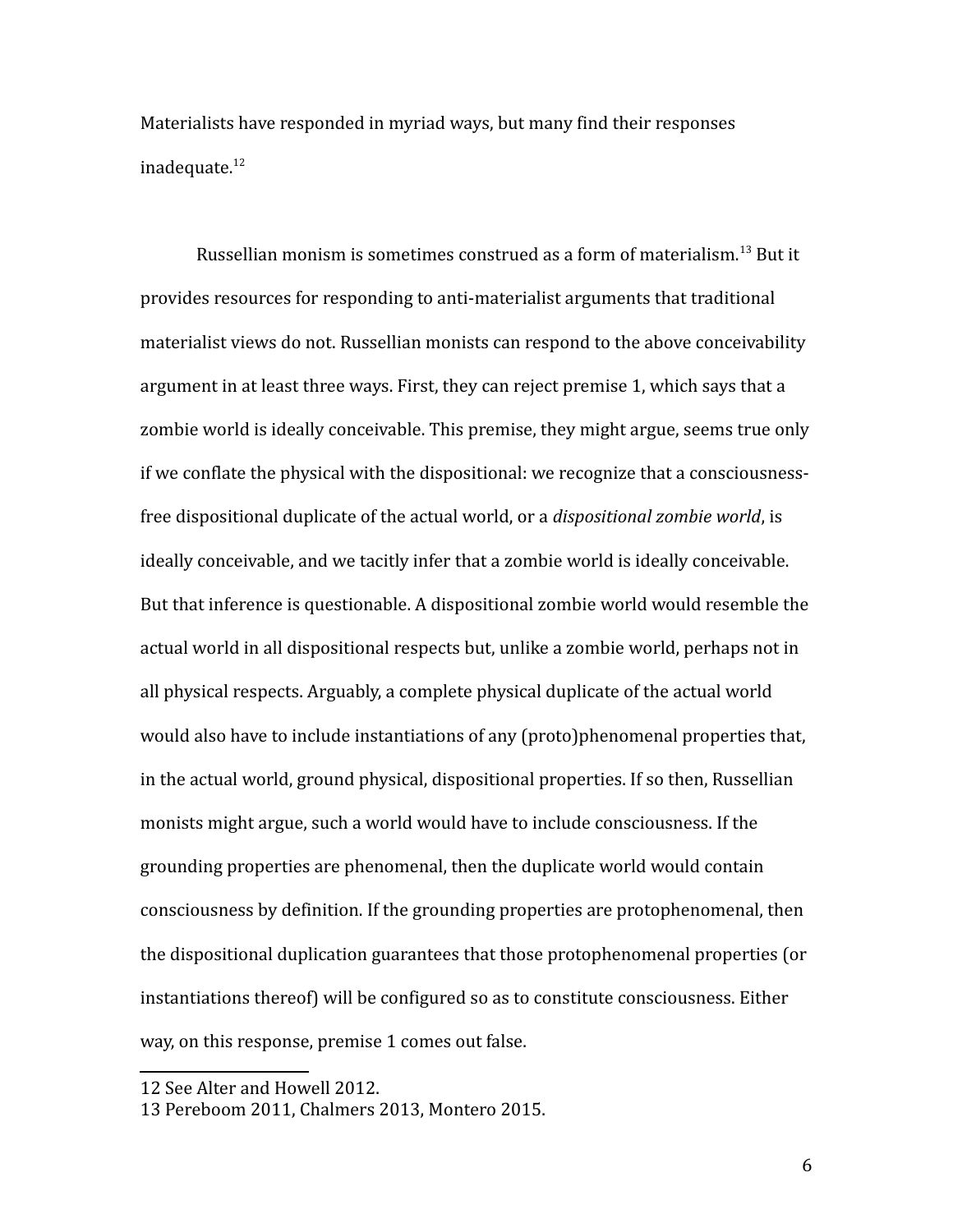Materialists have responded in myriad ways, but many find their responses inadequate.[12]

Russellian monism is sometimes construed as a form of materialism.[13] But it provides resources for responding to anti-materialist arguments that traditional materialist views do not. Russellian monists can respond to the above conceivability argument in at least three ways. First, they can reject premise 1, which says that a zombie world is ideally conceivable. This premise, they might argue, seems true only if we conflate the physical with the dispositional: we recognize that a consciousness-free dispositional duplicate of the actual world, or a *dispositional zombie world*, is ideally conceivable, and we tacitly infer that a zombie world is ideally conceivable. But that inference is questionable. A dispositional zombie world would resemble the actual world in all dispositional respects but, unlike a zombie world, perhaps not in all physical respects. Arguably, a complete physical duplicate of the actual world would also have to include instantiations of any (proto)phenomenal properties that, in the actual world, ground physical, dispositional properties. If so then, Russellian monists might argue, such a world would have to include consciousness. If the grounding properties are phenomenal, then the duplicate world would contain consciousness by definition. If the grounding properties are protophenomenal, then the dispositional duplication guarantees that those protophenomenal properties (or instantiations thereof) will be configured so as to constitute consciousness. Either way, on this response, premise 1 comes out false.

12 See Alter and Howell 2012.

13 Pereboom 2011, Chalmers 2013, Montero 2015.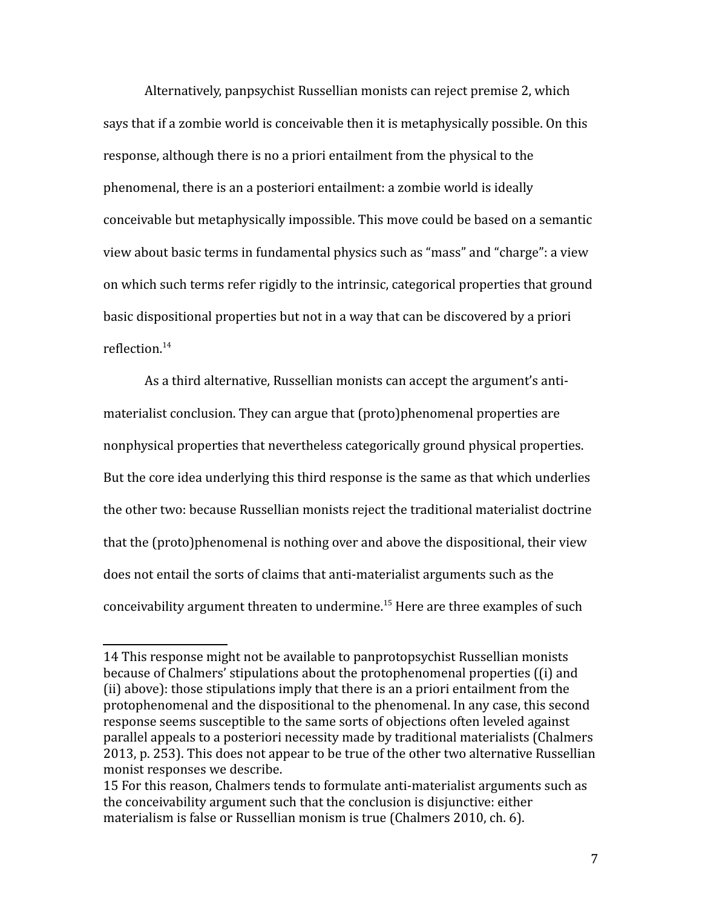Alternatively, panpsychist Russellian monists can reject premise 2, which says that if a zombie world is conceivable then it is metaphysically possible. On this response, although there is no a priori entailment from the physical to the phenomenal, there is an a posteriori entailment: a zombie world is ideally conceivable but metaphysically impossible. This move could be based on a semantic view about basic terms in fundamental physics such as "mass" and "charge": a view on which such terms refer rigidly to the intrinsic, categorical properties that ground basic dispositional properties but not in a way that can be discovered by a priori reflection.[14]

As a third alternative, Russellian monists can accept the argument's anti-materialist conclusion. They can argue that (proto)phenomenal properties are nonphysical properties that nevertheless categorically ground physical properties. But the core idea underlying this third response is the same as that which underlies the other two: because Russellian monists reject the traditional materialist doctrine that the (proto)phenomenal is nothing over and above the dispositional, their view does not entail the sorts of claims that anti-materialist arguments such as the conceivability argument threaten to undermine.[15] Here are three examples of such

---

14 This response might not be available to panprotopsychist Russellian monists because of Chalmers' stipulations about the protophenomenal properties ((i) and (ii) above): those stipulations imply that there is an a priori entailment from the protophenomenal and the dispositional to the phenomenal. In any case, this second response seems susceptible to the same sorts of objections often leveled against parallel appeals to a posteriori necessity made by traditional materialists (Chalmers 2013, p. 253). This does not appear to be true of the other two alternative Russellian monist responses we describe.

15 For this reason, Chalmers tends to formulate anti-materialist arguments such as the conceivability argument such that the conclusion is disjunctive: either materialism is false or Russellian monism is true (Chalmers 2010, ch. 6).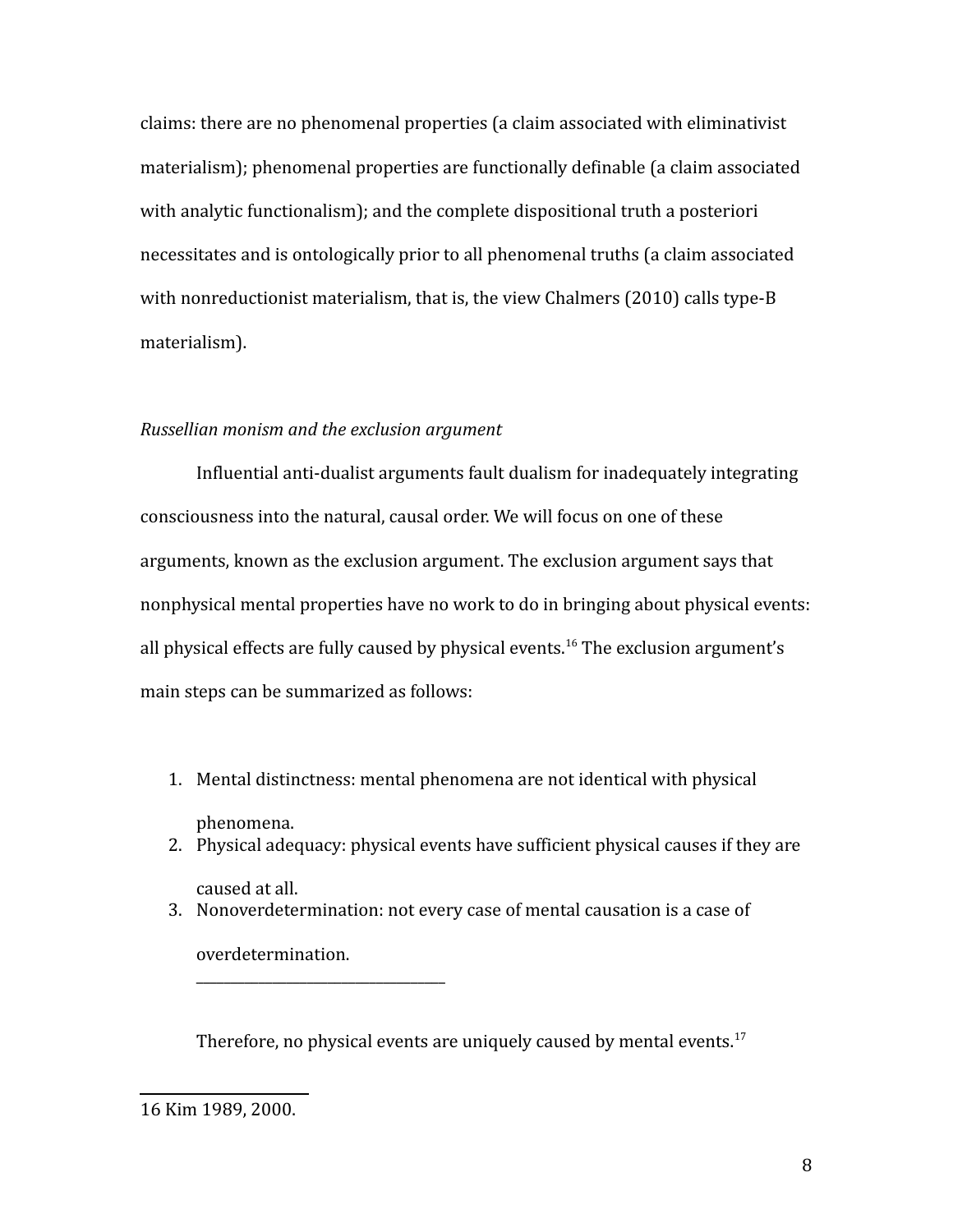claims: there are no phenomenal properties (a claim associated with eliminativist materialism); phenomenal properties are functionally definable (a claim associated with analytic functionalism); and the complete dispositional truth a posteriori necessitates and is ontologically prior to all phenomenal truths (a claim associated with nonreductionist materialism, that is, the view Chalmers (2010) calls type-B materialism).

*Russellian monism and the exclusion argument*

Influential anti-dualist arguments fault dualism for inadequately integrating consciousness into the natural, causal order. We will focus on one of these arguments, known as the exclusion argument. The exclusion argument says that nonphysical mental properties have no work to do in bringing about physical events: all physical effects are fully caused by physical events.[16] The exclusion argument's main steps can be summarized as follows:

1. Mental distinctness: mental phenomena are not identical with physical phenomena.
2. Physical adequacy: physical events have sufficient physical causes if they are caused at all.
3. Nonoverdetermination: not every case of mental causation is a case of overdetermination.

___

Therefore, no physical events are uniquely caused by mental events.[17]

---

16 Kim 1989, 2000.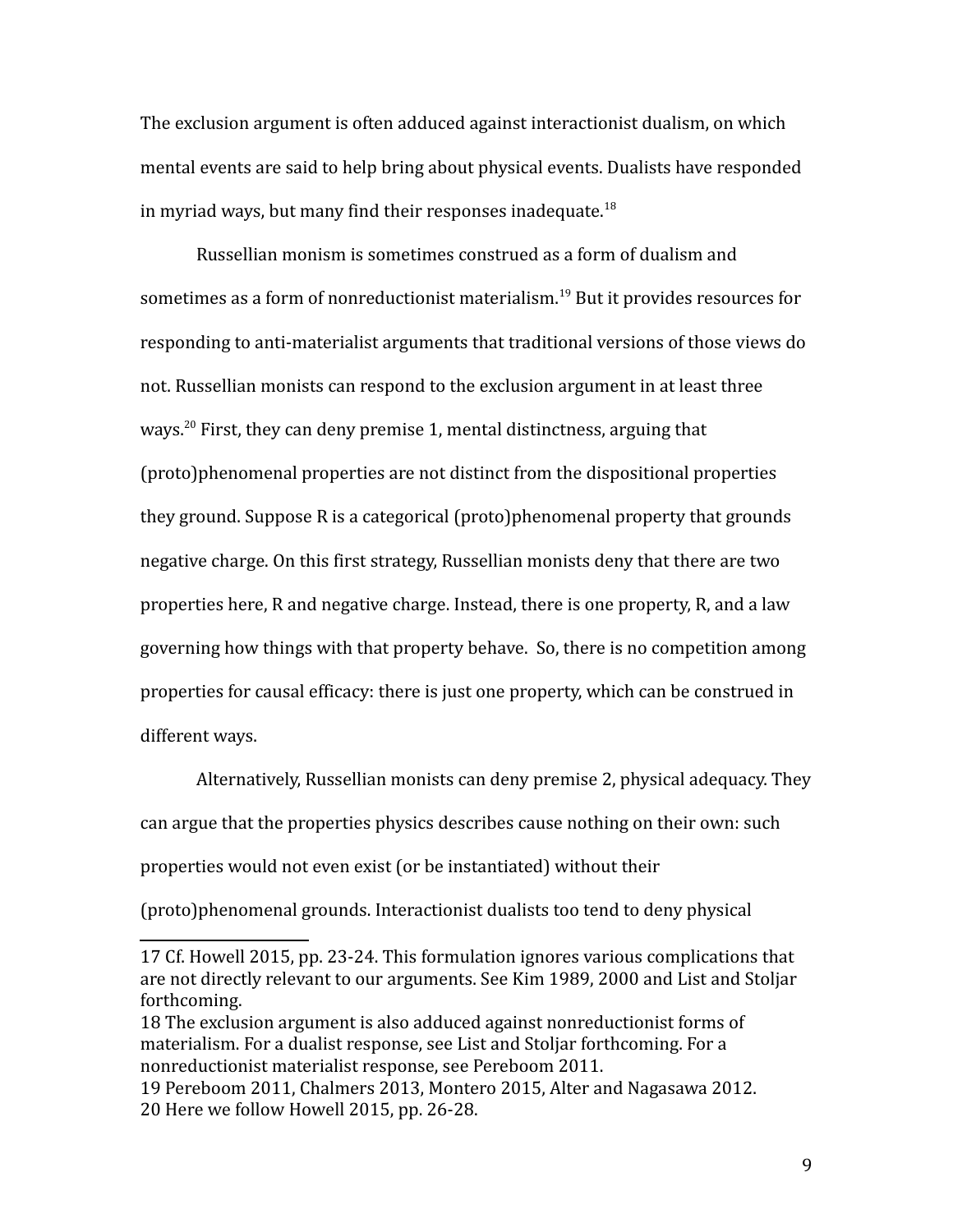The exclusion argument is often adduced against interactionist dualism, on which mental events are said to help bring about physical events. Dualists have responded in myriad ways, but many find their responses inadequate.[18]

Russellian monism is sometimes construed as a form of dualism and sometimes as a form of nonreductionist materialism.[19] But it provides resources for responding to anti-materialist arguments that traditional versions of those views do not. Russellian monists can respond to the exclusion argument in at least three ways.[20] First, they can deny premise 1, mental distinctness, arguing that (proto)phenomenal properties are not distinct from the dispositional properties they ground. Suppose R is a categorical (proto)phenomenal property that grounds negative charge. On this first strategy, Russellian monists deny that there are two properties here, R and negative charge. Instead, there is one property, R, and a law governing how things with that property behave. So, there is no competition among properties for causal efficacy: there is just one property, which can be construed in different ways.

Alternatively, Russellian monists can deny premise 2, physical adequacy. They can argue that the properties physics describes cause nothing on their own: such properties would not even exist (or be instantiated) without their (proto)phenomenal grounds. Interactionist dualists too tend to deny physical

---

17 Cf. Howell 2015, pp. 23-24. This formulation ignores various complications that are not directly relevant to our arguments. See Kim 1989, 2000 and List and Stoljar forthcoming.

18 The exclusion argument is also adduced against nonreductionist forms of materialism. For a dualist response, see List and Stoljar forthcoming. For a nonreductionist materialist response, see Pereboom 2011.

19 Pereboom 2011, Chalmers 2013, Montero 2015, Alter and Nagasawa 2012.

20 Here we follow Howell 2015, pp. 26-28.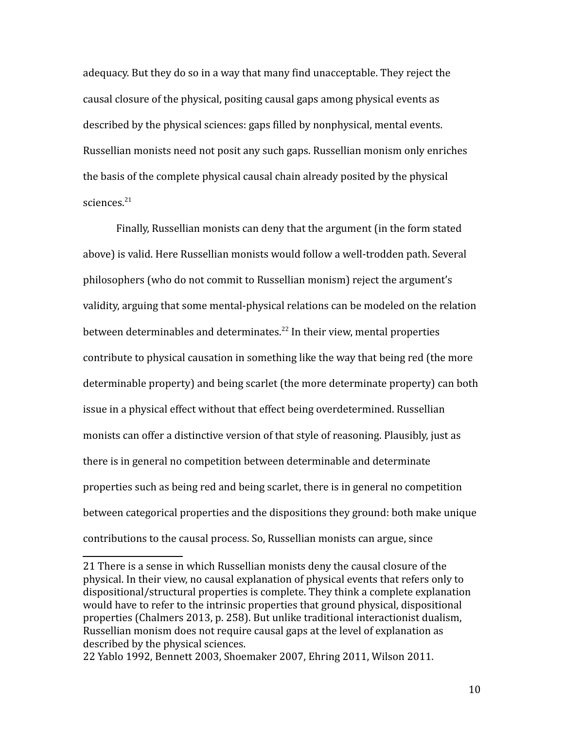adequacy. But they do so in a way that many find unacceptable. They reject the causal closure of the physical, positing causal gaps among physical events as described by the physical sciences: gaps filled by nonphysical, mental events. Russellian monists need not posit any such gaps. Russellian monism only enriches the basis of the complete physical causal chain already posited by the physical sciences.[21]

Finally, Russellian monists can deny that the argument (in the form stated above) is valid. Here Russellian monists would follow a well-trodden path. Several philosophers (who do not commit to Russellian monism) reject the argument's validity, arguing that some mental-physical relations can be modeled on the relation between determinables and determinates.[22] In their view, mental properties contribute to physical causation in something like the way that being red (the more determinable property) and being scarlet (the more determinate property) can both issue in a physical effect without that effect being overdetermined. Russellian monists can offer a distinctive version of that style of reasoning. Plausibly, just as there is in general no competition between determinable and determinate properties such as being red and being scarlet, there is in general no competition between categorical properties and the dispositions they ground: both make unique contributions to the causal process. So, Russellian monists can argue, since

---

21 There is a sense in which Russellian monists deny the causal closure of the physical. In their view, no causal explanation of physical events that refers only to dispositional/structural properties is complete. They think a complete explanation would have to refer to the intrinsic properties that ground physical, dispositional properties (Chalmers 2013, p. 258). But unlike traditional interactionist dualism, Russellian monism does not require causal gaps at the level of explanation as described by the physical sciences.

22 Yablo 1992, Bennett 2003, Shoemaker 2007, Ehring 2011, Wilson 2011.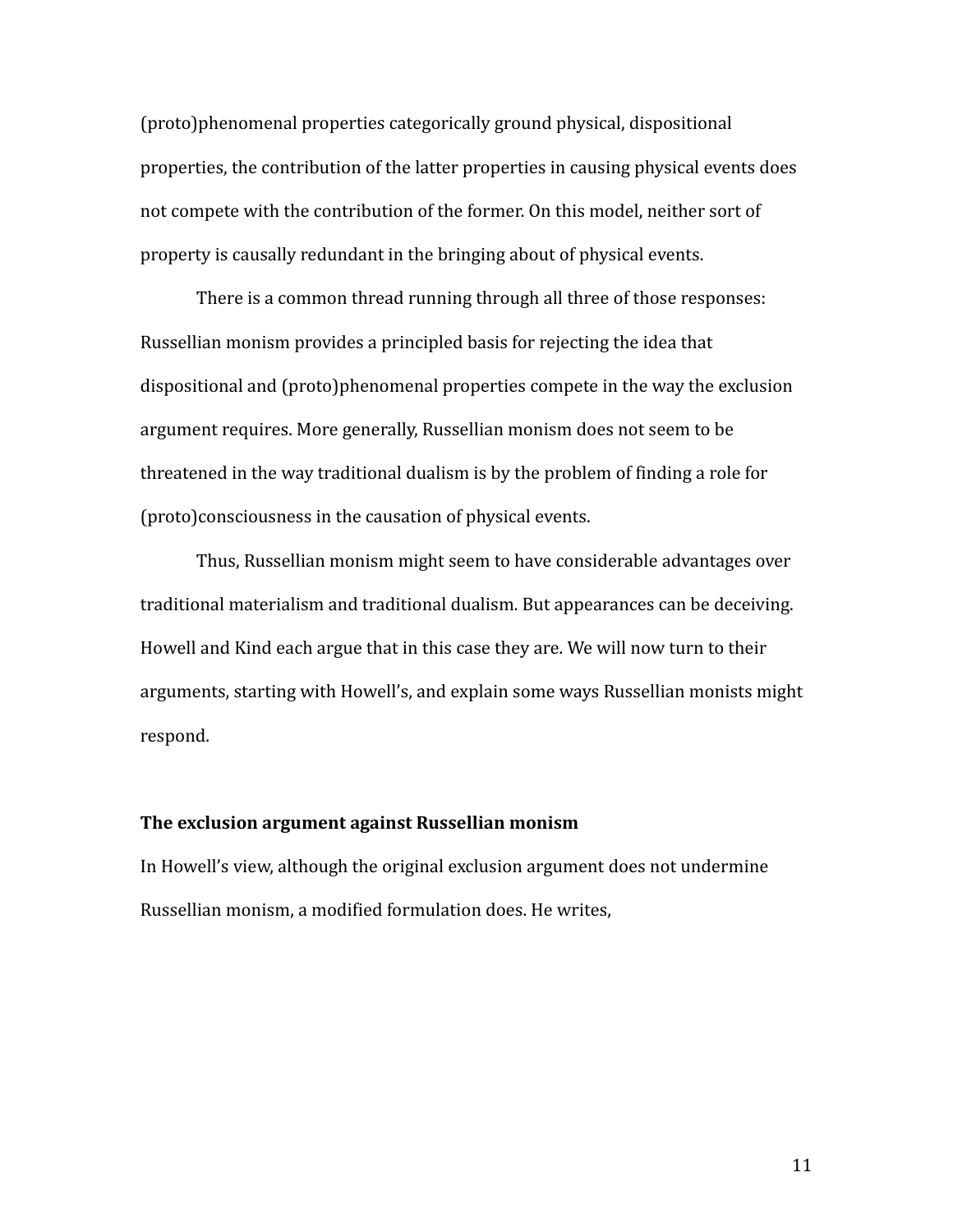(proto)phenomenal properties categorically ground physical, dispositional properties, the contribution of the latter properties in causing physical events does not compete with the contribution of the former. On this model, neither sort of property is causally redundant in the bringing about of physical events.

There is a common thread running through all three of those responses: Russellian monism provides a principled basis for rejecting the idea that dispositional and (proto)phenomenal properties compete in the way the exclusion argument requires. More generally, Russellian monism does not seem to be threatened in the way traditional dualism is by the problem of finding a role for (proto)consciousness in the causation of physical events.

Thus, Russellian monism might seem to have considerable advantages over traditional materialism and traditional dualism. But appearances can be deceiving. Howell and Kind each argue that in this case they are. We will now turn to their arguments, starting with Howell's, and explain some ways Russellian monists might respond.

### The exclusion argument against Russellian monism

In Howell's view, although the original exclusion argument does not undermine Russellian monism, a modified formulation does. He writes,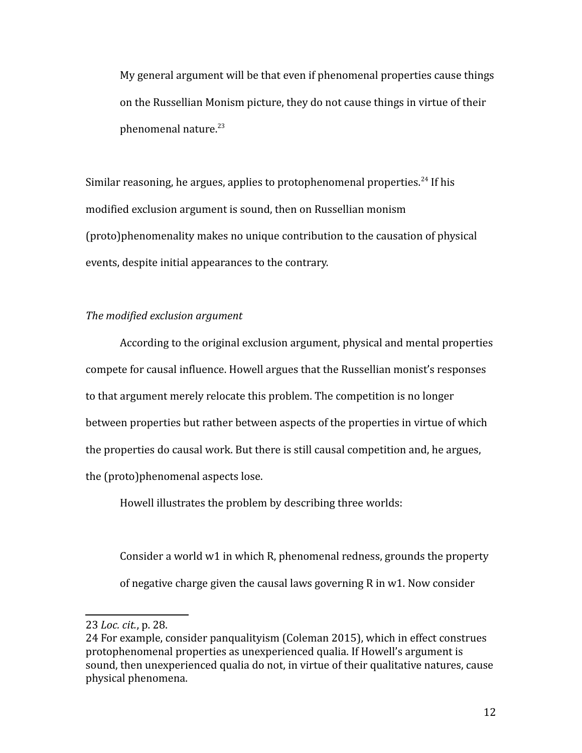> My general argument will be that even if phenomenal properties cause things on the Russellian Monism picture, they do not cause things in virtue of their phenomenal nature.[23]

Similar reasoning, he argues, applies to protophenomenal properties.[24] If his modified exclusion argument is sound, then on Russellian monism (proto)phenomenality makes no unique contribution to the causation of physical events, despite initial appearances to the contrary.

*The modified exclusion argument*

According to the original exclusion argument, physical and mental properties compete for causal influence. Howell argues that the Russellian monist's responses to that argument merely relocate this problem. The competition is no longer between properties but rather between aspects of the properties in virtue of which the properties do causal work. But there is still causal competition and, he argues, the (proto)phenomenal aspects lose.

Howell illustrates the problem by describing three worlds:

> Consider a world w1 in which R, phenomenal redness, grounds the property of negative charge given the causal laws governing R in w1. Now consider

---

23 *Loc. cit.*, p. 28.

24 For example, consider panqualityism (Coleman 2015), which in effect construes protophenomenal properties as unexperienced qualia. If Howell's argument is sound, then unexperienced qualia do not, in virtue of their qualitative natures, cause physical phenomena.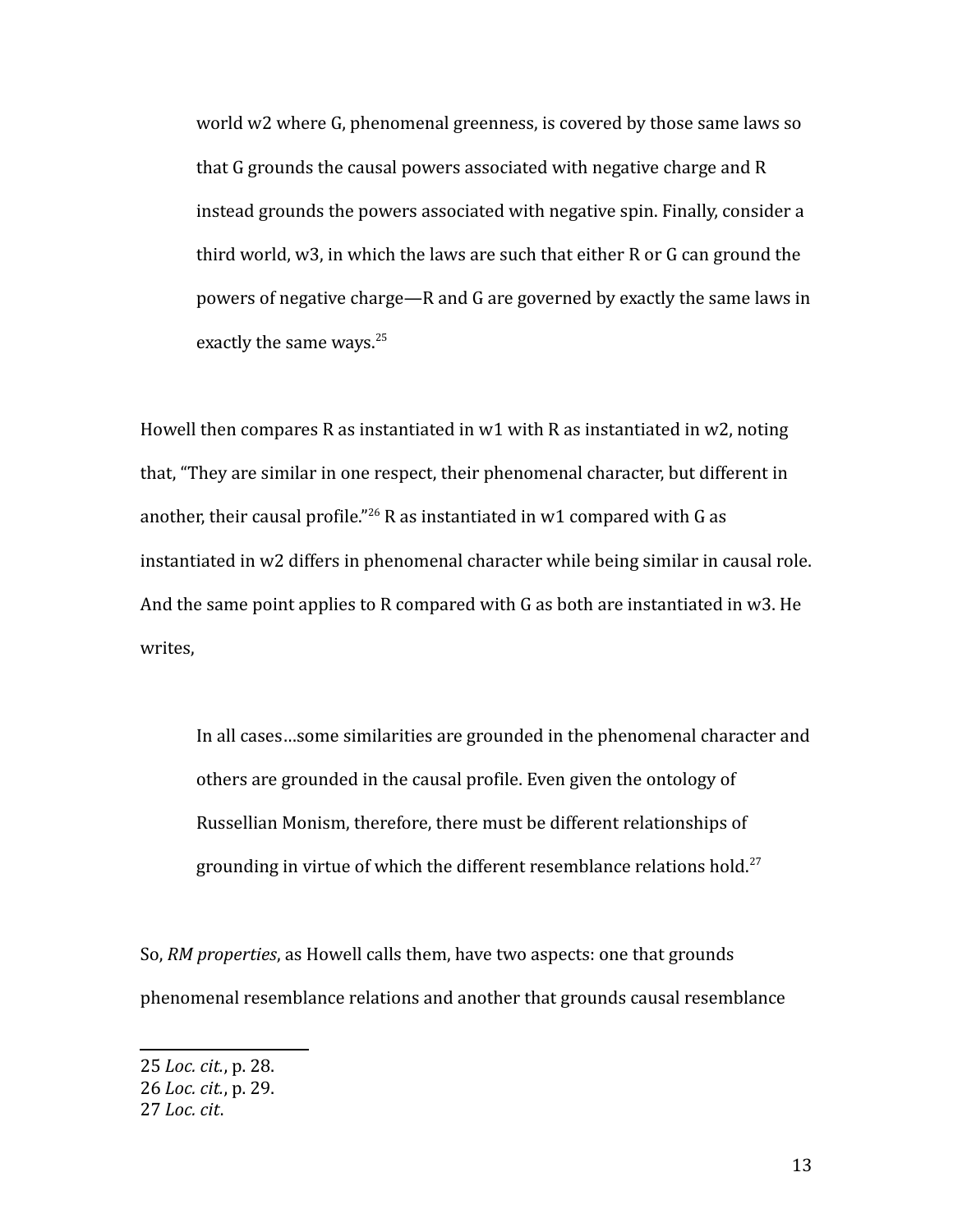> world w2 where G, phenomenal greenness, is covered by those same laws so that G grounds the causal powers associated with negative charge and R instead grounds the powers associated with negative spin. Finally, consider a third world, w3, in which the laws are such that either R or G can ground the powers of negative charge—R and G are governed by exactly the same laws in exactly the same ways.[25]

Howell then compares R as instantiated in w1 with R as instantiated in w2, noting that, "They are similar in one respect, their phenomenal character, but different in another, their causal profile."[26] R as instantiated in w1 compared with G as instantiated in w2 differs in phenomenal character while being similar in causal role. And the same point applies to R compared with G as both are instantiated in w3. He writes,

> In all cases…some similarities are grounded in the phenomenal character and others are grounded in the causal profile. Even given the ontology of Russellian Monism, therefore, there must be different relationships of grounding in virtue of which the different resemblance relations hold.[27]

So, *RM properties*, as Howell calls them, have two aspects: one that grounds phenomenal resemblance relations and another that grounds causal resemblance

---

25 *Loc. cit.*, p. 28.
26 *Loc. cit.*, p. 29.
27 *Loc. cit*.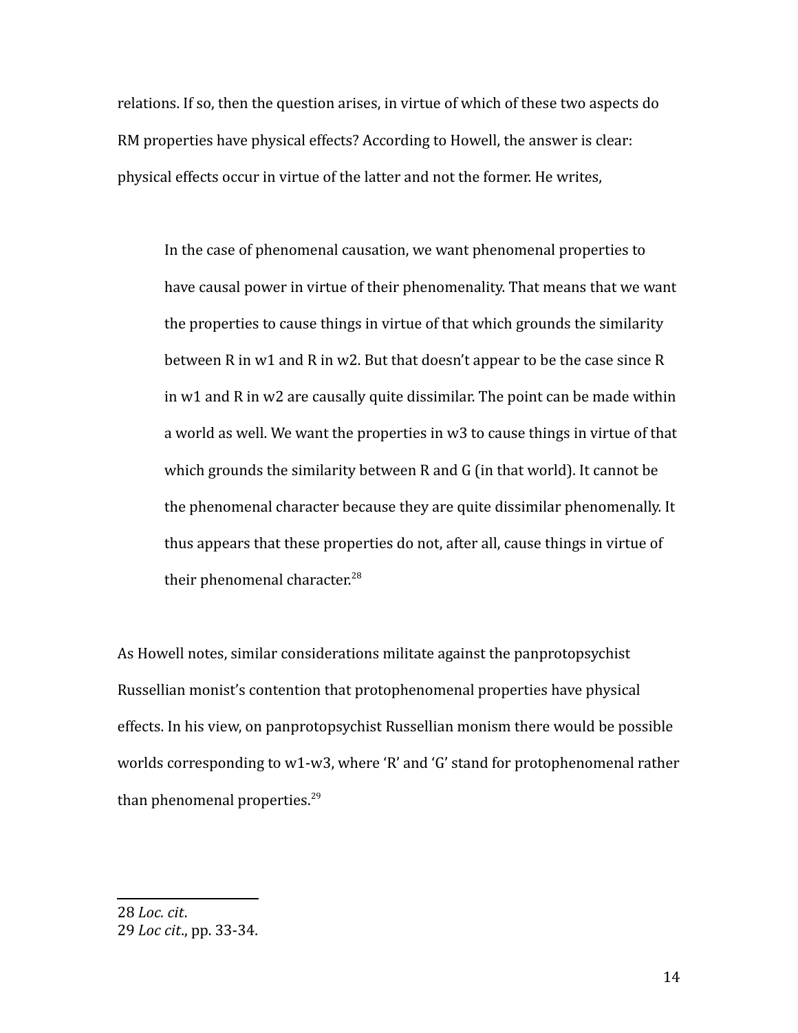relations. If so, then the question arises, in virtue of which of these two aspects do RM properties have physical effects? According to Howell, the answer is clear: physical effects occur in virtue of the latter and not the former. He writes,

> In the case of phenomenal causation, we want phenomenal properties to have causal power in virtue of their phenomenality. That means that we want the properties to cause things in virtue of that which grounds the similarity between R in w1 and R in w2. But that doesn't appear to be the case since R in w1 and R in w2 are causally quite dissimilar. The point can be made within a world as well. We want the properties in w3 to cause things in virtue of that which grounds the similarity between R and G (in that world). It cannot be the phenomenal character because they are quite dissimilar phenomenally. It thus appears that these properties do not, after all, cause things in virtue of their phenomenal character.[28]

As Howell notes, similar considerations militate against the panprotopsychist Russellian monist's contention that protophenomenal properties have physical effects. In his view, on panprotopsychist Russellian monism there would be possible worlds corresponding to w1-w3, where 'R' and 'G' stand for protophenomenal rather than phenomenal properties.[29]

---

28 *Loc. cit*.
29 *Loc cit*., pp. 33-34.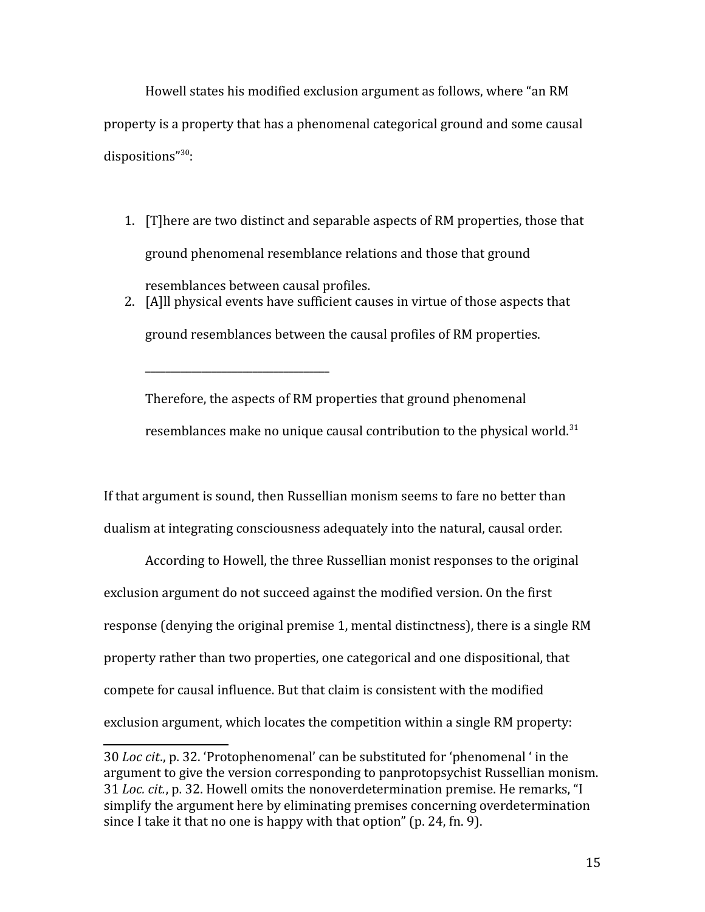Howell states his modified exclusion argument as follows, where "an RM property is a property that has a phenomenal categorical ground and some causal dispositions"[30]:

1. [T]here are two distinct and separable aspects of RM properties, those that ground phenomenal resemblance relations and those that ground resemblances between causal profiles.
2. [A]ll physical events have sufficient causes in virtue of those aspects that ground resemblances between the causal profiles of RM properties.

   ________________________________

   Therefore, the aspects of RM properties that ground phenomenal resemblances make no unique causal contribution to the physical world.[31]

If that argument is sound, then Russellian monism seems to fare no better than dualism at integrating consciousness adequately into the natural, causal order.

According to Howell, the three Russellian monist responses to the original exclusion argument do not succeed against the modified version. On the first response (denying the original premise 1, mental distinctness), there is a single RM property rather than two properties, one categorical and one dispositional, that compete for causal influence. But that claim is consistent with the modified exclusion argument, which locates the competition within a single RM property:

---

30 *Loc cit*., p. 32. 'Protophenomenal' can be substituted for 'phenomenal ' in the argument to give the version corresponding to panprotopsychist Russellian monism.

31 *Loc. cit.*, p. 32. Howell omits the nonoverdetermination premise. He remarks, "I simplify the argument here by eliminating premises concerning overdetermination since I take it that no one is happy with that option" (p. 24, fn. 9).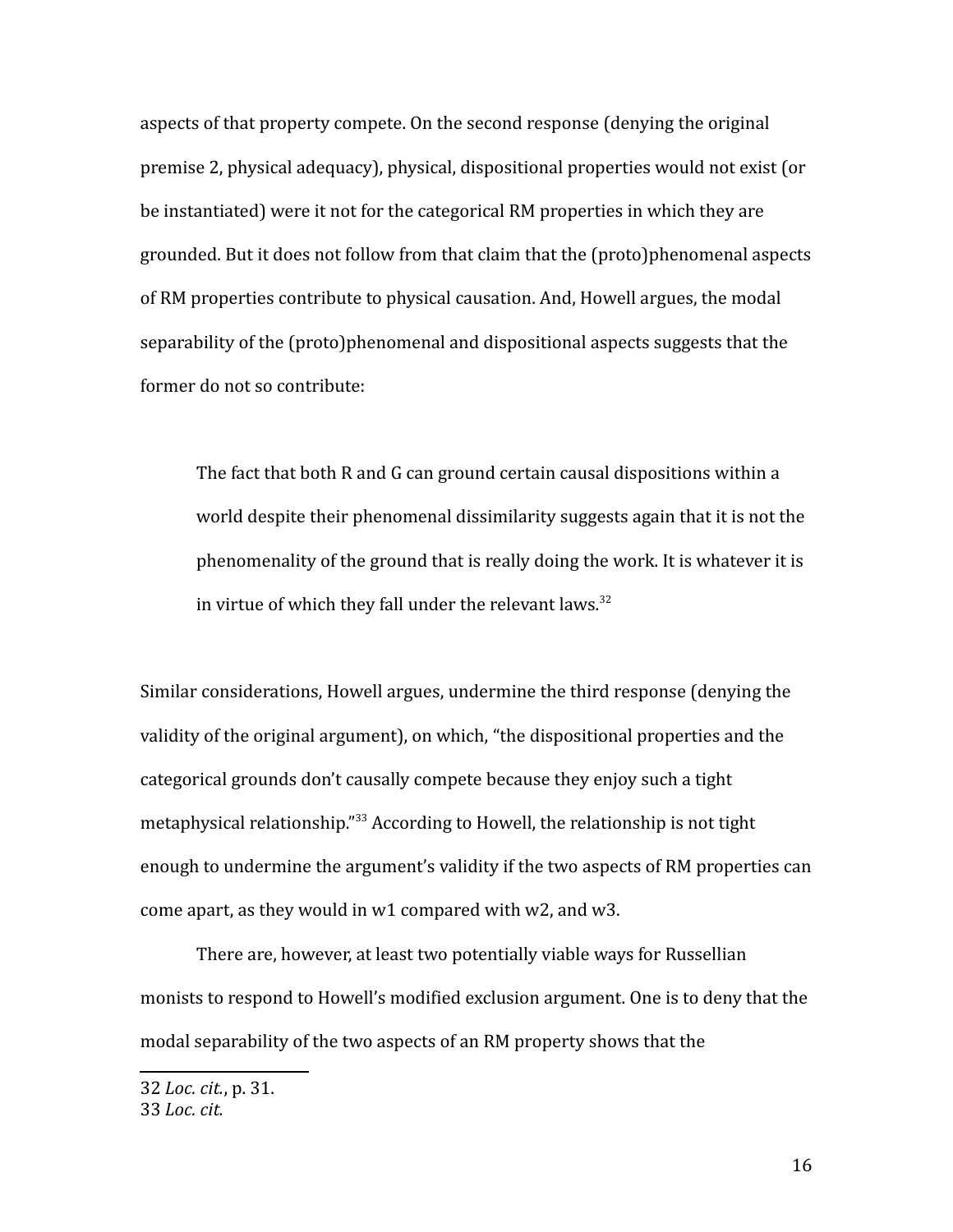aspects of that property compete. On the second response (denying the original premise 2, physical adequacy), physical, dispositional properties would not exist (or be instantiated) were it not for the categorical RM properties in which they are grounded. But it does not follow from that claim that the (proto)phenomenal aspects of RM properties contribute to physical causation. And, Howell argues, the modal separability of the (proto)phenomenal and dispositional aspects suggests that the former do not so contribute:

> The fact that both R and G can ground certain causal dispositions within a world despite their phenomenal dissimilarity suggests again that it is not the phenomenality of the ground that is really doing the work. It is whatever it is in virtue of which they fall under the relevant laws.[32]

Similar considerations, Howell argues, undermine the third response (denying the validity of the original argument), on which, "the dispositional properties and the categorical grounds don't causally compete because they enjoy such a tight metaphysical relationship."[33] According to Howell, the relationship is not tight enough to undermine the argument's validity if the two aspects of RM properties can come apart, as they would in w1 compared with w2, and w3.

There are, however, at least two potentially viable ways for Russellian monists to respond to Howell's modified exclusion argument. One is to deny that the modal separability of the two aspects of an RM property shows that the

32 *Loc. cit.*, p. 31.
33 *Loc. cit.*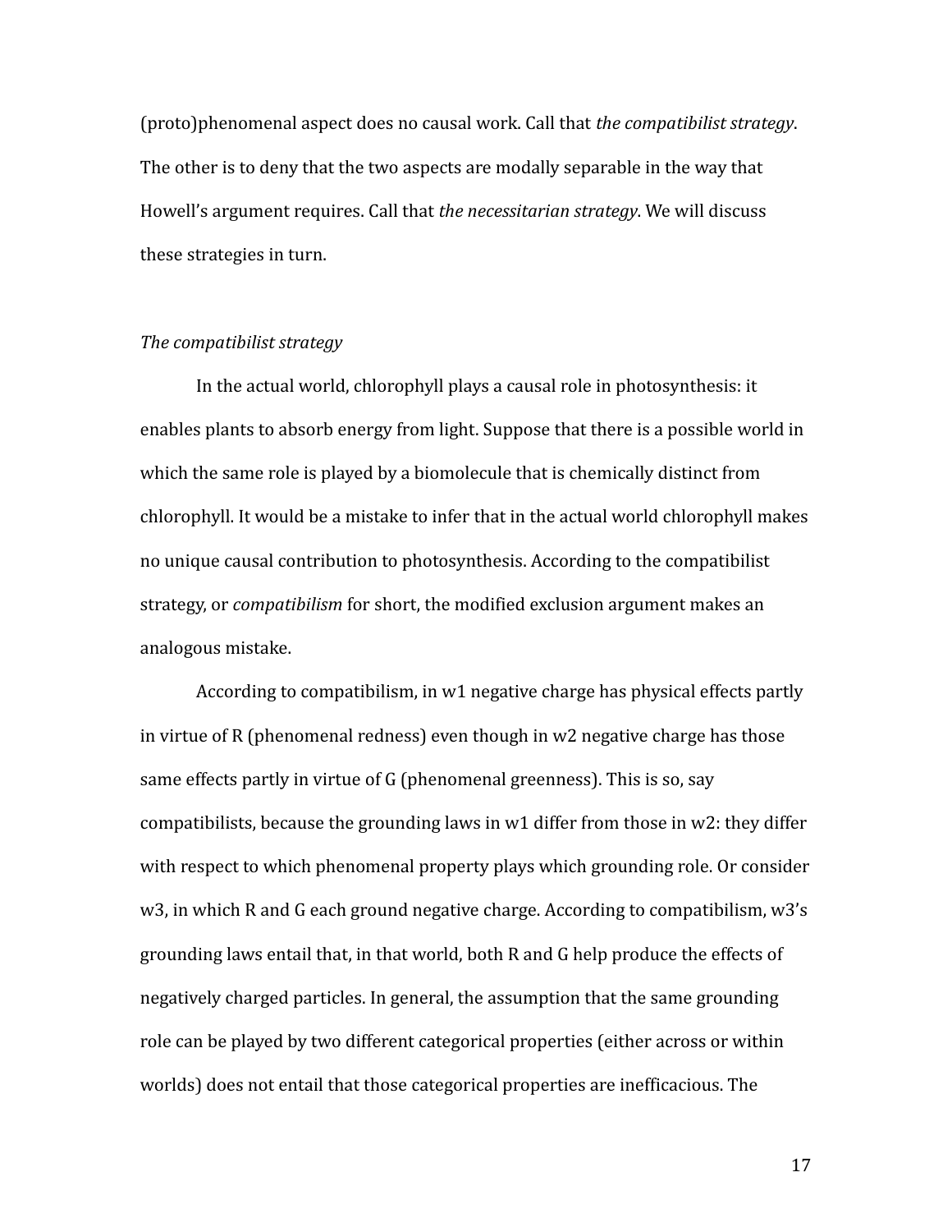(proto)phenomenal aspect does no causal work. Call that *the compatibilist strategy*. The other is to deny that the two aspects are modally separable in the way that Howell's argument requires. Call that *the necessitarian strategy*. We will discuss these strategies in turn.

*The compatibilist strategy*

In the actual world, chlorophyll plays a causal role in photosynthesis: it enables plants to absorb energy from light. Suppose that there is a possible world in which the same role is played by a biomolecule that is chemically distinct from chlorophyll. It would be a mistake to infer that in the actual world chlorophyll makes no unique causal contribution to photosynthesis. According to the compatibilist strategy, or *compatibilism* for short, the modified exclusion argument makes an analogous mistake.

According to compatibilism, in w1 negative charge has physical effects partly in virtue of R (phenomenal redness) even though in w2 negative charge has those same effects partly in virtue of G (phenomenal greenness). This is so, say compatibilists, because the grounding laws in w1 differ from those in w2: they differ with respect to which phenomenal property plays which grounding role. Or consider w3, in which R and G each ground negative charge. According to compatibilism, w3's grounding laws entail that, in that world, both R and G help produce the effects of negatively charged particles. In general, the assumption that the same grounding role can be played by two different categorical properties (either across or within worlds) does not entail that those categorical properties are inefficacious. The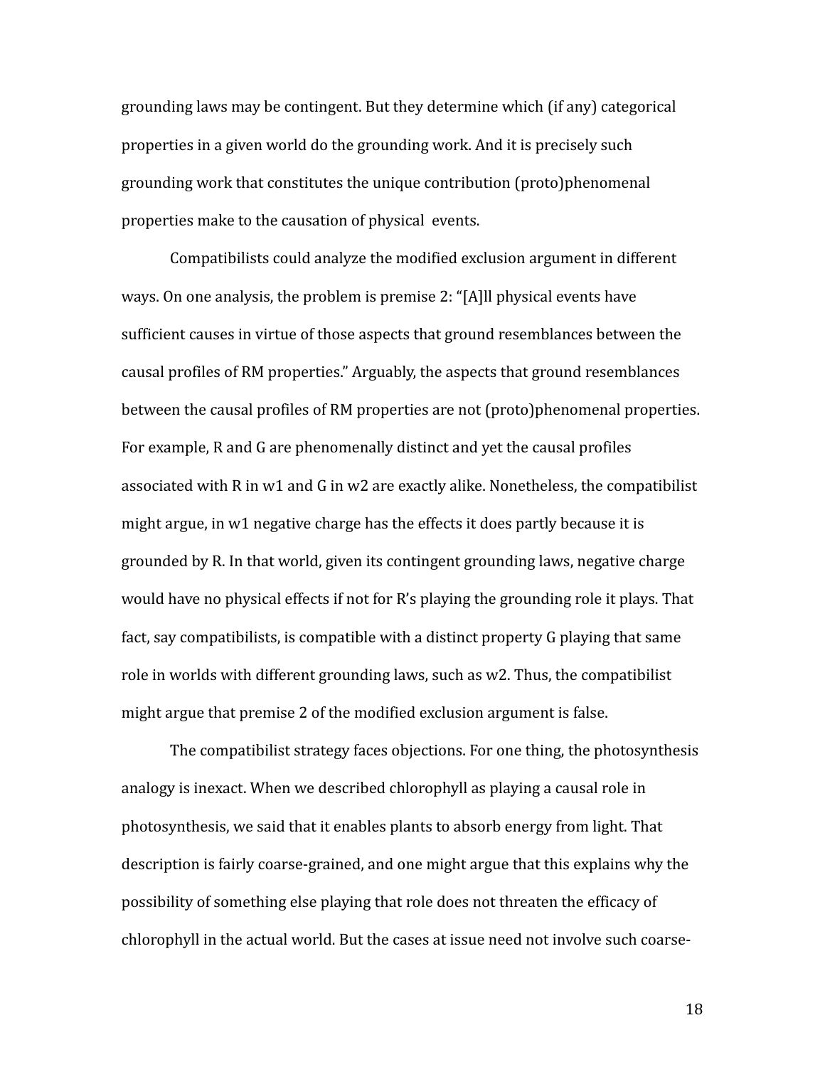grounding laws may be contingent. But they determine which (if any) categorical properties in a given world do the grounding work. And it is precisely such grounding work that constitutes the unique contribution (proto)phenomenal properties make to the causation of physical events.

Compatibilists could analyze the modified exclusion argument in different ways. On one analysis, the problem is premise 2: "[A]ll physical events have sufficient causes in virtue of those aspects that ground resemblances between the causal profiles of RM properties." Arguably, the aspects that ground resemblances between the causal profiles of RM properties are not (proto)phenomenal properties. For example, R and G are phenomenally distinct and yet the causal profiles associated with R in w1 and G in w2 are exactly alike. Nonetheless, the compatibilist might argue, in w1 negative charge has the effects it does partly because it is grounded by R. In that world, given its contingent grounding laws, negative charge would have no physical effects if not for R's playing the grounding role it plays. That fact, say compatibilists, is compatible with a distinct property G playing that same role in worlds with different grounding laws, such as w2. Thus, the compatibilist might argue that premise 2 of the modified exclusion argument is false.

The compatibilist strategy faces objections. For one thing, the photosynthesis analogy is inexact. When we described chlorophyll as playing a causal role in photosynthesis, we said that it enables plants to absorb energy from light. That description is fairly coarse-grained, and one might argue that this explains why the possibility of something else playing that role does not threaten the efficacy of chlorophyll in the actual world. But the cases at issue need not involve such coarse-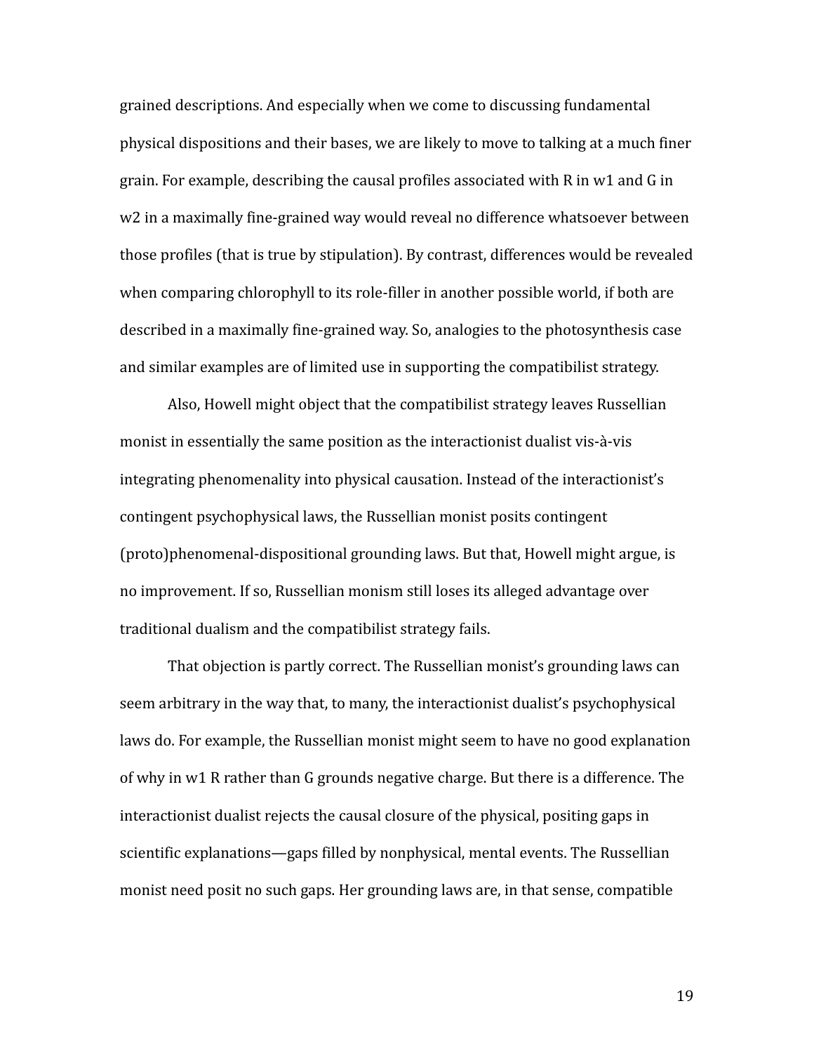grained descriptions. And especially when we come to discussing fundamental physical dispositions and their bases, we are likely to move to talking at a much finer grain. For example, describing the causal profiles associated with R in w1 and G in w2 in a maximally fine-grained way would reveal no difference whatsoever between those profiles (that is true by stipulation). By contrast, differences would be revealed when comparing chlorophyll to its role-filler in another possible world, if both are described in a maximally fine-grained way. So, analogies to the photosynthesis case and similar examples are of limited use in supporting the compatibilist strategy.

Also, Howell might object that the compatibilist strategy leaves Russellian monist in essentially the same position as the interactionist dualist vis-à-vis integrating phenomenality into physical causation. Instead of the interactionist's contingent psychophysical laws, the Russellian monist posits contingent (proto)phenomenal-dispositional grounding laws. But that, Howell might argue, is no improvement. If so, Russellian monism still loses its alleged advantage over traditional dualism and the compatibilist strategy fails.

That objection is partly correct. The Russellian monist's grounding laws can seem arbitrary in the way that, to many, the interactionist dualist's psychophysical laws do. For example, the Russellian monist might seem to have no good explanation of why in w1 R rather than G grounds negative charge. But there is a difference. The interactionist dualist rejects the causal closure of the physical, positing gaps in scientific explanations—gaps filled by nonphysical, mental events. The Russellian monist need posit no such gaps. Her grounding laws are, in that sense, compatible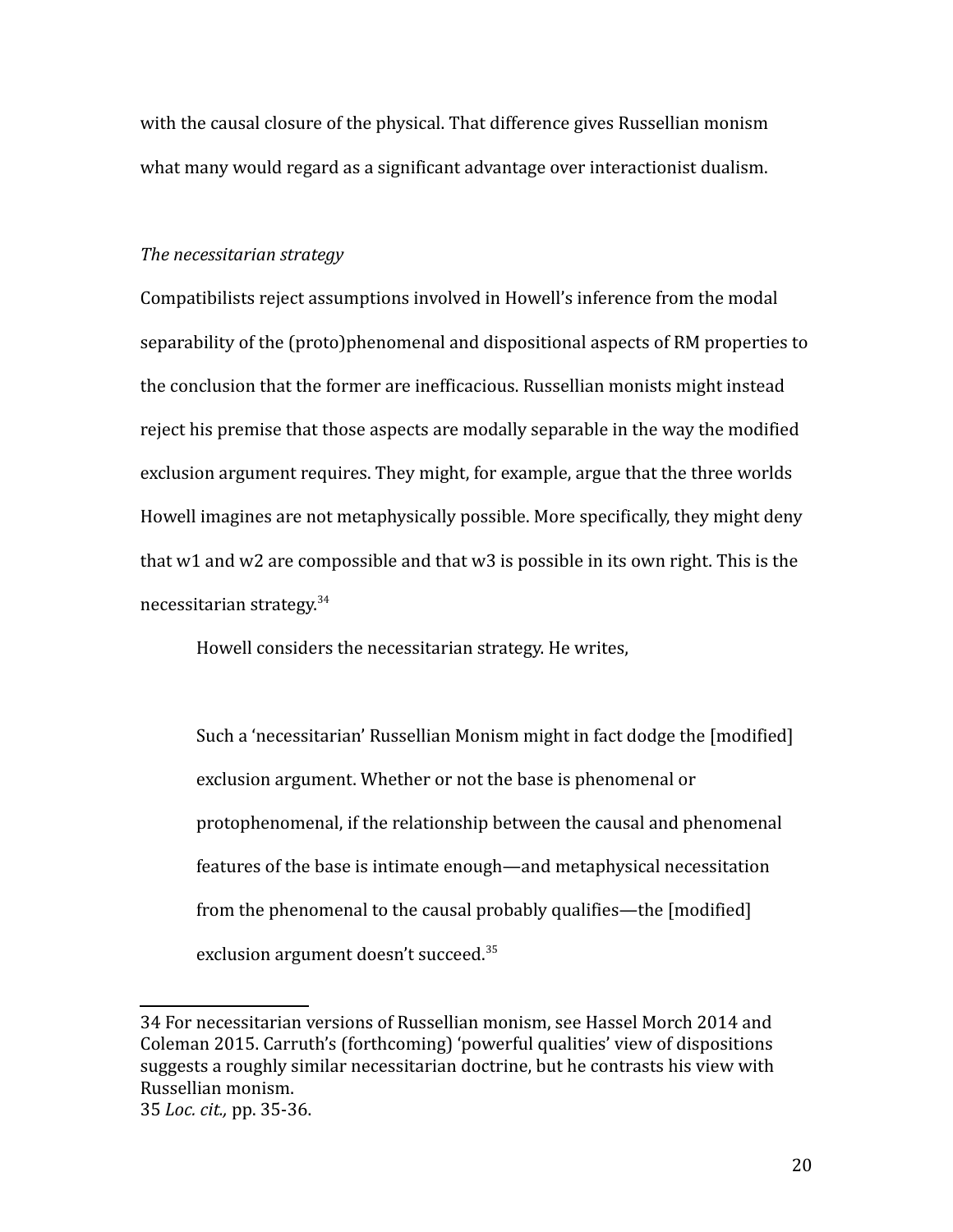with the causal closure of the physical. That difference gives Russellian monism what many would regard as a significant advantage over interactionist dualism.

*The necessitarian strategy*

Compatibilists reject assumptions involved in Howell's inference from the modal separability of the (proto)phenomenal and dispositional aspects of RM properties to the conclusion that the former are inefficacious. Russellian monists might instead reject his premise that those aspects are modally separable in the way the modified exclusion argument requires. They might, for example, argue that the three worlds Howell imagines are not metaphysically possible. More specifically, they might deny that w1 and w2 are compossible and that w3 is possible in its own right. This is the necessitarian strategy.[34]

Howell considers the necessitarian strategy. He writes,

> Such a 'necessitarian' Russellian Monism might in fact dodge the [modified] exclusion argument. Whether or not the base is phenomenal or protophenomenal, if the relationship between the causal and phenomenal features of the base is intimate enough—and metaphysical necessitation from the phenomenal to the causal probably qualifies—the [modified] exclusion argument doesn't succeed.[35]

---

34 For necessitarian versions of Russellian monism, see Hassel Morch 2014 and Coleman 2015. Carruth's (forthcoming) 'powerful qualities' view of dispositions suggests a roughly similar necessitarian doctrine, but he contrasts his view with Russellian monism.

35 *Loc. cit.,* pp. 35-36.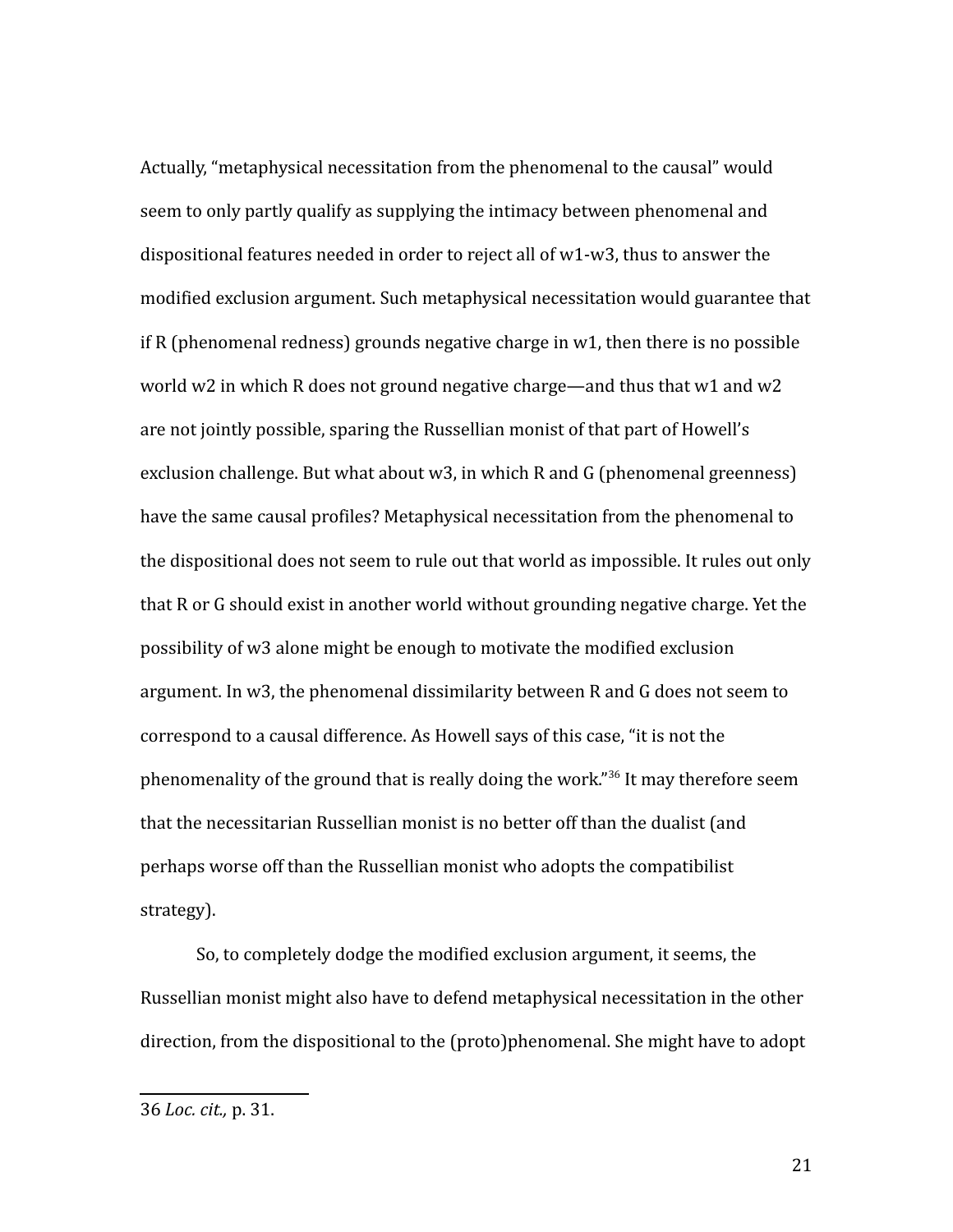Actually, “metaphysical necessitation from the phenomenal to the causal” would seem to only partly qualify as supplying the intimacy between phenomenal and dispositional features needed in order to reject all of w1-w3, thus to answer the modified exclusion argument. Such metaphysical necessitation would guarantee that if R (phenomenal redness) grounds negative charge in w1, then there is no possible world w2 in which R does not ground negative charge—and thus that w1 and w2 are not jointly possible, sparing the Russellian monist of that part of Howell’s exclusion challenge. But what about w3, in which R and G (phenomenal greenness) have the same causal profiles? Metaphysical necessitation from the phenomenal to the dispositional does not seem to rule out that world as impossible. It rules out only that R or G should exist in another world without grounding negative charge. Yet the possibility of w3 alone might be enough to motivate the modified exclusion argument. In w3, the phenomenal dissimilarity between R and G does not seem to correspond to a causal difference. As Howell says of this case, “it is not the phenomenality of the ground that is really doing the work.”[36] It may therefore seem that the necessitarian Russellian monist is no better off than the dualist (and perhaps worse off than the Russellian monist who adopts the compatibilist strategy).

So, to completely dodge the modified exclusion argument, it seems, the Russellian monist might also have to defend metaphysical necessitation in the other direction, from the dispositional to the (proto)phenomenal. She might have to adopt

36 *Loc. cit.,* p. 31.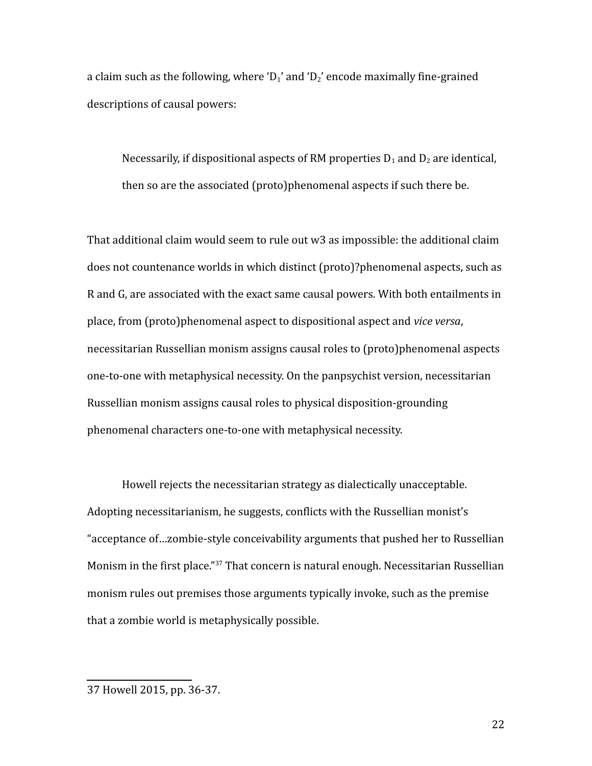a claim such as the following, where '$D_1$' and '$D_2$' encode maximally fine-grained descriptions of causal powers:

> Necessarily, if dispositional aspects of RM properties $D_1$ and $D_2$ are identical, then so are the associated (proto)phenomenal aspects if such there be.

That additional claim would seem to rule out w3 as impossible: the additional claim does not countenance worlds in which distinct (proto)?phenomenal aspects, such as R and G, are associated with the exact same causal powers. With both entailments in place, from (proto)phenomenal aspect to dispositional aspect and *vice versa*, necessitarian Russellian monism assigns causal roles to (proto)phenomenal aspects one-to-one with metaphysical necessity. On the panpsychist version, necessitarian Russellian monism assigns causal roles to physical disposition-grounding phenomenal characters one-to-one with metaphysical necessity.

Howell rejects the necessitarian strategy as dialectically unacceptable. Adopting necessitarianism, he suggests, conflicts with the Russellian monist's "acceptance of…zombie-style conceivability arguments that pushed her to Russellian Monism in the first place."[37] That concern is natural enough. Necessitarian Russellian monism rules out premises those arguments typically invoke, such as the premise that a zombie world is metaphysically possible.

---

37 Howell 2015, pp. 36-37.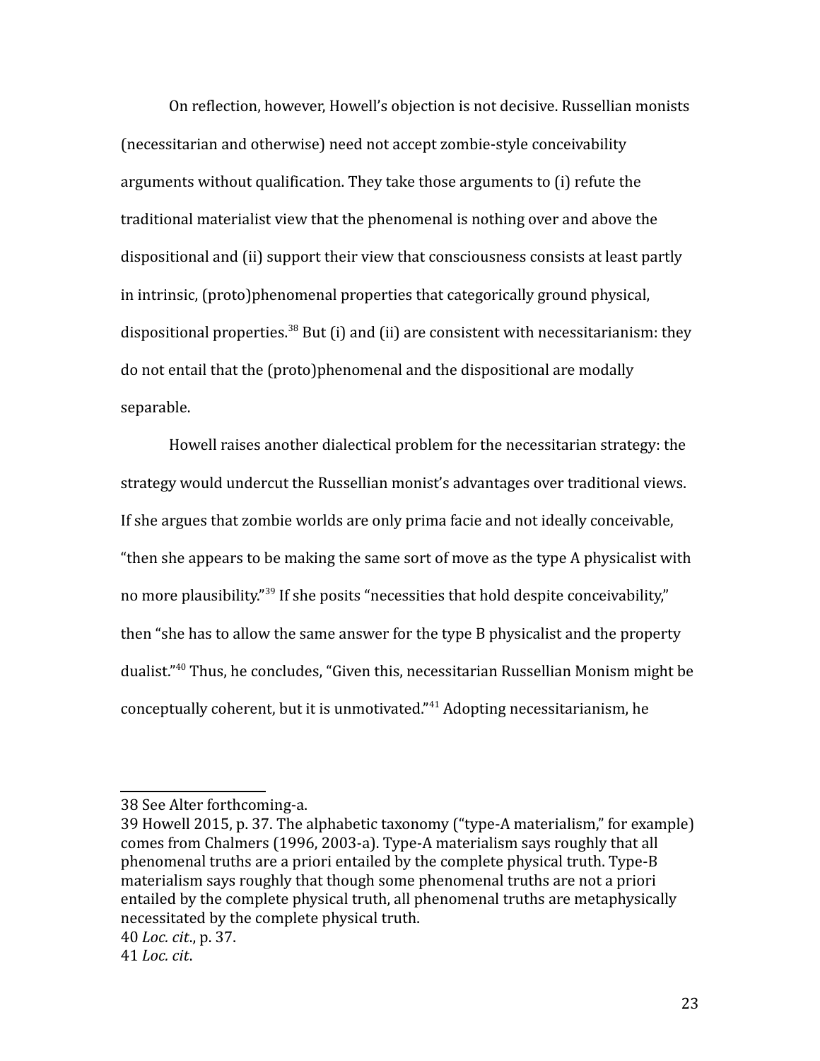On reflection, however, Howell's objection is not decisive. Russellian monists (necessitarian and otherwise) need not accept zombie-style conceivability arguments without qualification. They take those arguments to (i) refute the traditional materialist view that the phenomenal is nothing over and above the dispositional and (ii) support their view that consciousness consists at least partly in intrinsic, (proto)phenomenal properties that categorically ground physical, dispositional properties.[38] But (i) and (ii) are consistent with necessitarianism: they do not entail that the (proto)phenomenal and the dispositional are modally separable.

Howell raises another dialectical problem for the necessitarian strategy: the strategy would undercut the Russellian monist's advantages over traditional views. If she argues that zombie worlds are only prima facie and not ideally conceivable, "then she appears to be making the same sort of move as the type A physicalist with no more plausibility."[39] If she posits "necessities that hold despite conceivability," then "she has to allow the same answer for the type B physicalist and the property dualist."[40] Thus, he concludes, "Given this, necessitarian Russellian Monism might be conceptually coherent, but it is unmotivated."[41] Adopting necessitarianism, he

---

38 See Alter forthcoming-a.

39 Howell 2015, p. 37. The alphabetic taxonomy ("type-A materialism," for example) comes from Chalmers (1996, 2003-a). Type-A materialism says roughly that all phenomenal truths are a priori entailed by the complete physical truth. Type-B materialism says roughly that though some phenomenal truths are not a priori entailed by the complete physical truth, all phenomenal truths are metaphysically necessitated by the complete physical truth.

40 *Loc. cit*., p. 37.

41 *Loc. cit*.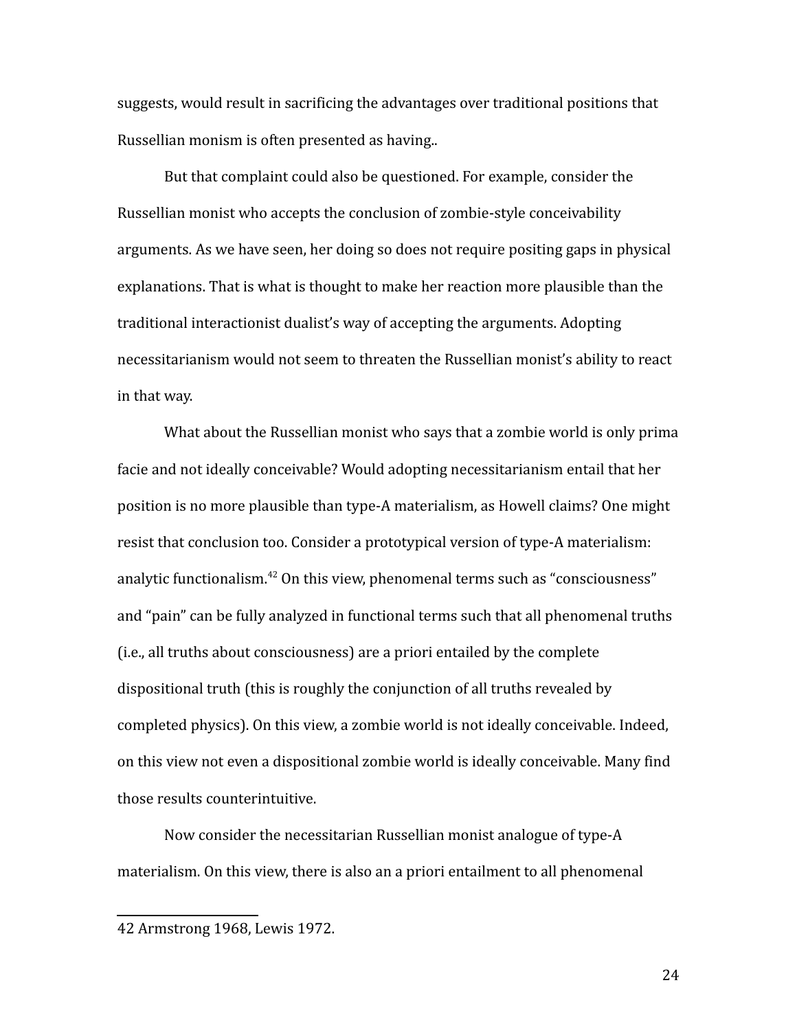suggests, would result in sacrificing the advantages over traditional positions that Russellian monism is often presented as having..

But that complaint could also be questioned. For example, consider the Russellian monist who accepts the conclusion of zombie-style conceivability arguments. As we have seen, her doing so does not require positing gaps in physical explanations. That is what is thought to make her reaction more plausible than the traditional interactionist dualist's way of accepting the arguments. Adopting necessitarianism would not seem to threaten the Russellian monist's ability to react in that way.

What about the Russellian monist who says that a zombie world is only prima facie and not ideally conceivable? Would adopting necessitarianism entail that her position is no more plausible than type-A materialism, as Howell claims? One might resist that conclusion too. Consider a prototypical version of type-A materialism: analytic functionalism.[42] On this view, phenomenal terms such as "consciousness" and "pain" can be fully analyzed in functional terms such that all phenomenal truths (i.e., all truths about consciousness) are a priori entailed by the complete dispositional truth (this is roughly the conjunction of all truths revealed by completed physics). On this view, a zombie world is not ideally conceivable. Indeed, on this view not even a dispositional zombie world is ideally conceivable. Many find those results counterintuitive.

Now consider the necessitarian Russellian monist analogue of type-A materialism. On this view, there is also an a priori entailment to all phenomenal

---

42 Armstrong 1968, Lewis 1972.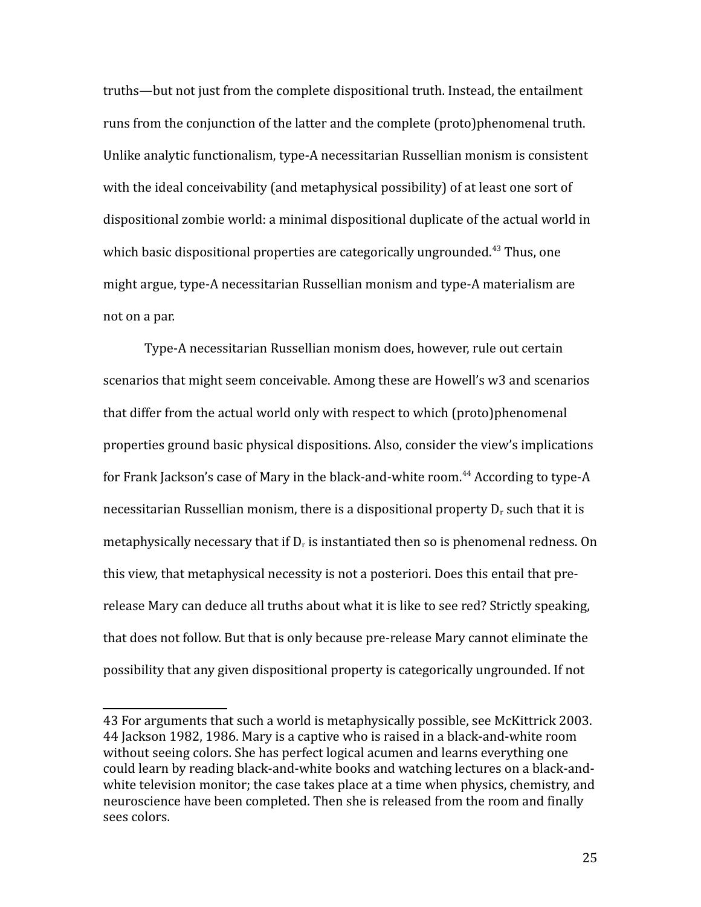truths—but not just from the complete dispositional truth. Instead, the entailment runs from the conjunction of the latter and the complete (proto)phenomenal truth. Unlike analytic functionalism, type-A necessitarian Russellian monism is consistent with the ideal conceivability (and metaphysical possibility) of at least one sort of dispositional zombie world: a minimal dispositional duplicate of the actual world in which basic dispositional properties are categorically ungrounded.[43] Thus, one might argue, type-A necessitarian Russellian monism and type-A materialism are not on a par.

Type-A necessitarian Russellian monism does, however, rule out certain scenarios that might seem conceivable. Among these are Howell's w3 and scenarios that differ from the actual world only with respect to which (proto)phenomenal properties ground basic physical dispositions. Also, consider the view's implications for Frank Jackson's case of Mary in the black-and-white room.[44] According to type-A necessitarian Russellian monism, there is a dispositional property $D_r$ such that it is metaphysically necessary that if $D_r$ is instantiated then so is phenomenal redness. On this view, that metaphysical necessity is not a posteriori. Does this entail that pre-release Mary can deduce all truths about what it is like to see red? Strictly speaking, that does not follow. But that is only because pre-release Mary cannot eliminate the possibility that any given dispositional property is categorically ungrounded. If not

---

43 For arguments that such a world is metaphysically possible, see McKittrick 2003.

44 Jackson 1982, 1986. Mary is a captive who is raised in a black-and-white room without seeing colors. She has perfect logical acumen and learns everything one could learn by reading black-and-white books and watching lectures on a black-and-white television monitor; the case takes place at a time when physics, chemistry, and neuroscience have been completed. Then she is released from the room and finally sees colors.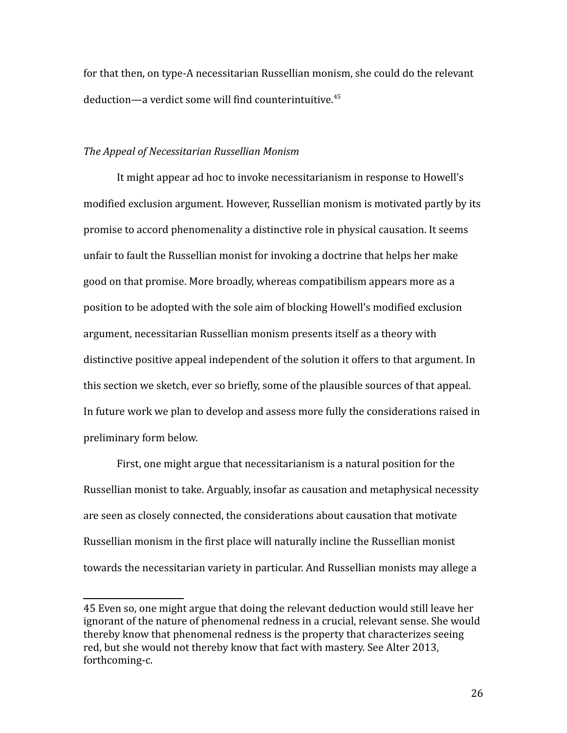for that then, on type-A necessitarian Russellian monism, she could do the relevant deduction—a verdict some will find counterintuitive.[45]

*The Appeal of Necessitarian Russellian Monism*

It might appear ad hoc to invoke necessitarianism in response to Howell's modified exclusion argument. However, Russellian monism is motivated partly by its promise to accord phenomenality a distinctive role in physical causation. It seems unfair to fault the Russellian monist for invoking a doctrine that helps her make good on that promise. More broadly, whereas compatibilism appears more as a position to be adopted with the sole aim of blocking Howell's modified exclusion argument, necessitarian Russellian monism presents itself as a theory with distinctive positive appeal independent of the solution it offers to that argument. In this section we sketch, ever so briefly, some of the plausible sources of that appeal. In future work we plan to develop and assess more fully the considerations raised in preliminary form below.

First, one might argue that necessitarianism is a natural position for the Russellian monist to take. Arguably, insofar as causation and metaphysical necessity are seen as closely connected, the considerations about causation that motivate Russellian monism in the first place will naturally incline the Russellian monist towards the necessitarian variety in particular. And Russellian monists may allege a

---

45 Even so, one might argue that doing the relevant deduction would still leave her ignorant of the nature of phenomenal redness in a crucial, relevant sense. She would thereby know that phenomenal redness is the property that characterizes seeing red, but she would not thereby know that fact with mastery. See Alter 2013, forthcoming-c.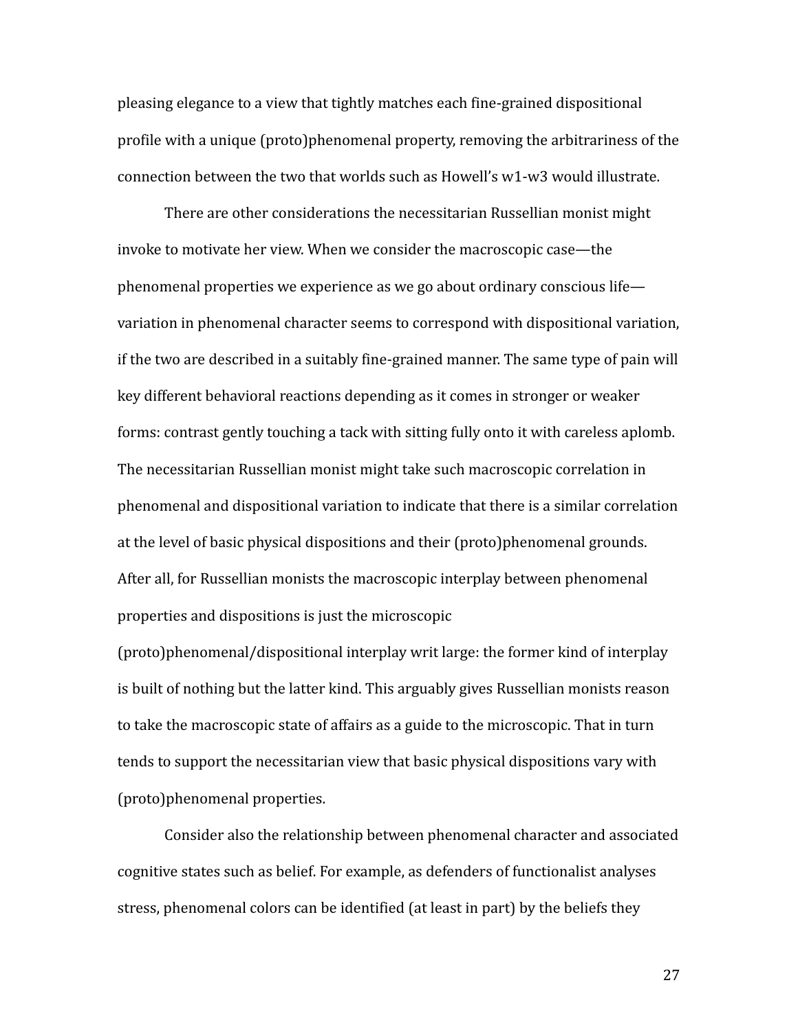pleasing elegance to a view that tightly matches each fine-grained dispositional profile with a unique (proto)phenomenal property, removing the arbitrariness of the connection between the two that worlds such as Howell's w1-w3 would illustrate.

There are other considerations the necessitarian Russellian monist might invoke to motivate her view. When we consider the macroscopic case—the phenomenal properties we experience as we go about ordinary conscious life—variation in phenomenal character seems to correspond with dispositional variation, if the two are described in a suitably fine-grained manner. The same type of pain will key different behavioral reactions depending as it comes in stronger or weaker forms: contrast gently touching a tack with sitting fully onto it with careless aplomb. The necessitarian Russellian monist might take such macroscopic correlation in phenomenal and dispositional variation to indicate that there is a similar correlation at the level of basic physical dispositions and their (proto)phenomenal grounds. After all, for Russellian monists the macroscopic interplay between phenomenal properties and dispositions is just the microscopic (proto)phenomenal/dispositional interplay writ large: the former kind of interplay is built of nothing but the latter kind. This arguably gives Russellian monists reason to take the macroscopic state of affairs as a guide to the microscopic. That in turn tends to support the necessitarian view that basic physical dispositions vary with (proto)phenomenal properties.

Consider also the relationship between phenomenal character and associated cognitive states such as belief. For example, as defenders of functionalist analyses stress, phenomenal colors can be identified (at least in part) by the beliefs they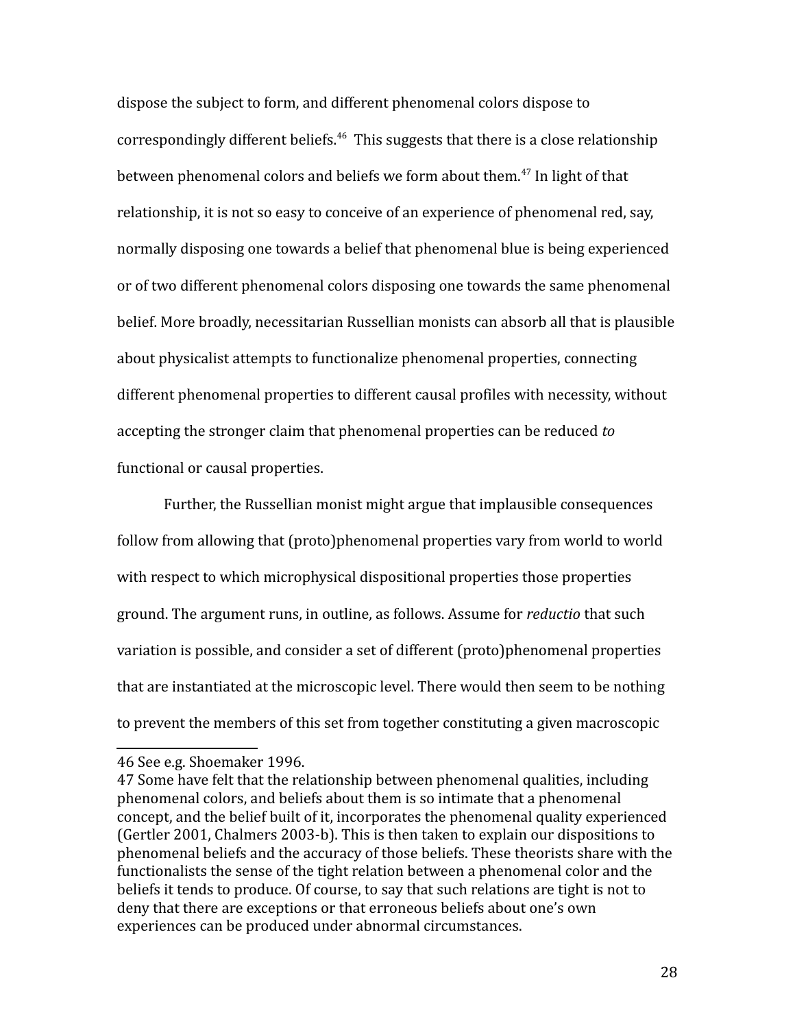dispose the subject to form, and different phenomenal colors dispose to correspondingly different beliefs.[46] This suggests that there is a close relationship between phenomenal colors and beliefs we form about them.[47] In light of that relationship, it is not so easy to conceive of an experience of phenomenal red, say, normally disposing one towards a belief that phenomenal blue is being experienced or of two different phenomenal colors disposing one towards the same phenomenal belief. More broadly, necessitarian Russellian monists can absorb all that is plausible about physicalist attempts to functionalize phenomenal properties, connecting different phenomenal properties to different causal profiles with necessity, without accepting the stronger claim that phenomenal properties can be reduced *to* functional or causal properties.

Further, the Russellian monist might argue that implausible consequences follow from allowing that (proto)phenomenal properties vary from world to world with respect to which microphysical dispositional properties those properties ground. The argument runs, in outline, as follows. Assume for *reductio* that such variation is possible, and consider a set of different (proto)phenomenal properties that are instantiated at the microscopic level. There would then seem to be nothing to prevent the members of this set from together constituting a given macroscopic

---

46 See e.g. Shoemaker 1996.

47 Some have felt that the relationship between phenomenal qualities, including phenomenal colors, and beliefs about them is so intimate that a phenomenal concept, and the belief built of it, incorporates the phenomenal quality experienced (Gertler 2001, Chalmers 2003-b). This is then taken to explain our dispositions to phenomenal beliefs and the accuracy of those beliefs. These theorists share with the functionalists the sense of the tight relation between a phenomenal color and the beliefs it tends to produce. Of course, to say that such relations are tight is not to deny that there are exceptions or that erroneous beliefs about one's own experiences can be produced under abnormal circumstances.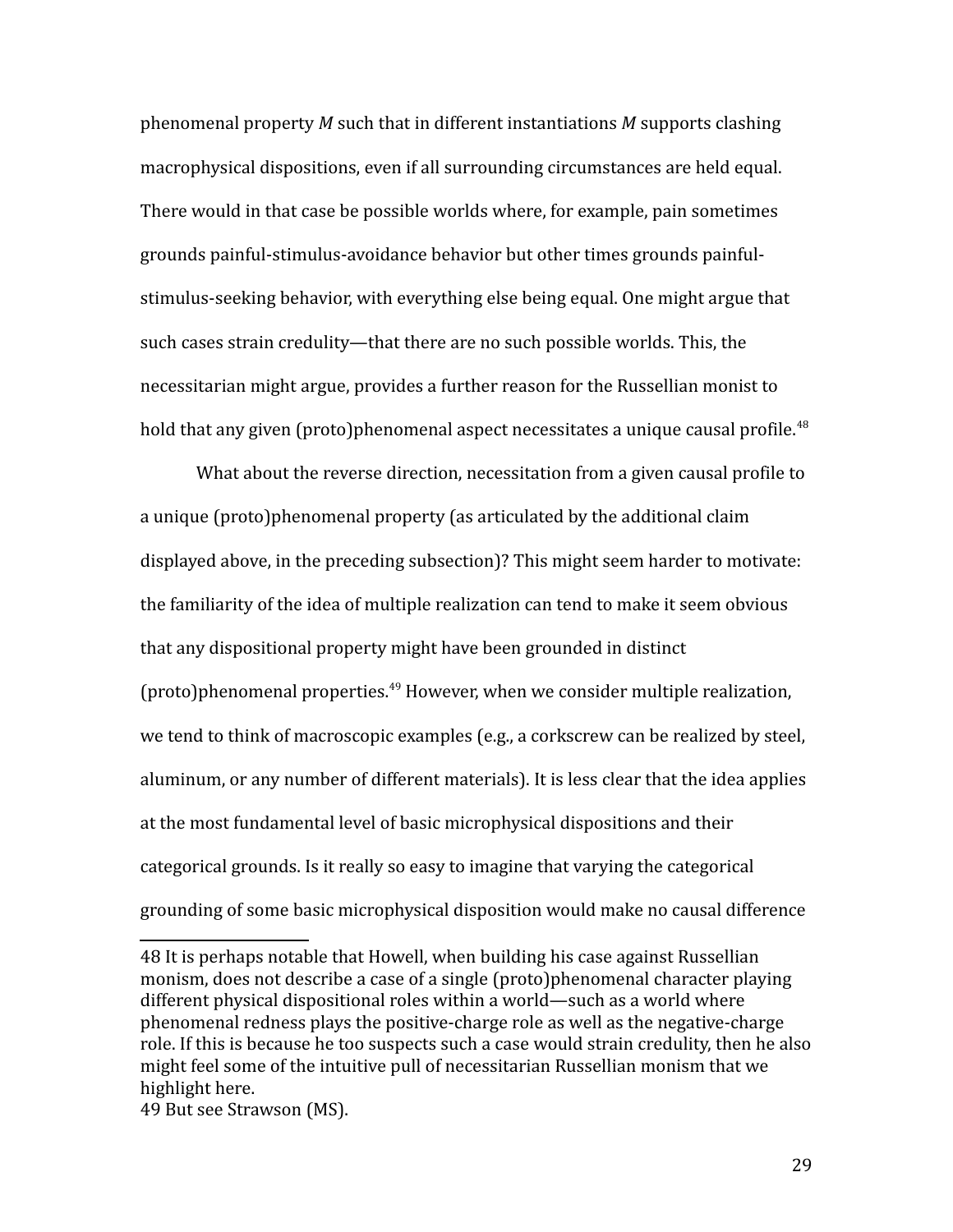phenomenal property *M* such that in different instantiations *M* supports clashing macrophysical dispositions, even if all surrounding circumstances are held equal. There would in that case be possible worlds where, for example, pain sometimes grounds painful-stimulus-avoidance behavior but other times grounds painful-stimulus-seeking behavior, with everything else being equal. One might argue that such cases strain credulity—that there are no such possible worlds. This, the necessitarian might argue, provides a further reason for the Russellian monist to hold that any given (proto)phenomenal aspect necessitates a unique causal profile.[48]

What about the reverse direction, necessitation from a given causal profile to a unique (proto)phenomenal property (as articulated by the additional claim displayed above, in the preceding subsection)? This might seem harder to motivate: the familiarity of the idea of multiple realization can tend to make it seem obvious that any dispositional property might have been grounded in distinct (proto)phenomenal properties.[49] However, when we consider multiple realization, we tend to think of macroscopic examples (e.g., a corkscrew can be realized by steel, aluminum, or any number of different materials). It is less clear that the idea applies at the most fundamental level of basic microphysical dispositions and their categorical grounds. Is it really so easy to imagine that varying the categorical grounding of some basic microphysical disposition would make no causal difference

---

48 It is perhaps notable that Howell, when building his case against Russellian monism, does not describe a case of a single (proto)phenomenal character playing different physical dispositional roles within a world—such as a world where phenomenal redness plays the positive-charge role as well as the negative-charge role. If this is because he too suspects such a case would strain credulity, then he also might feel some of the intuitive pull of necessitarian Russellian monism that we highlight here.

49 But see Strawson (MS).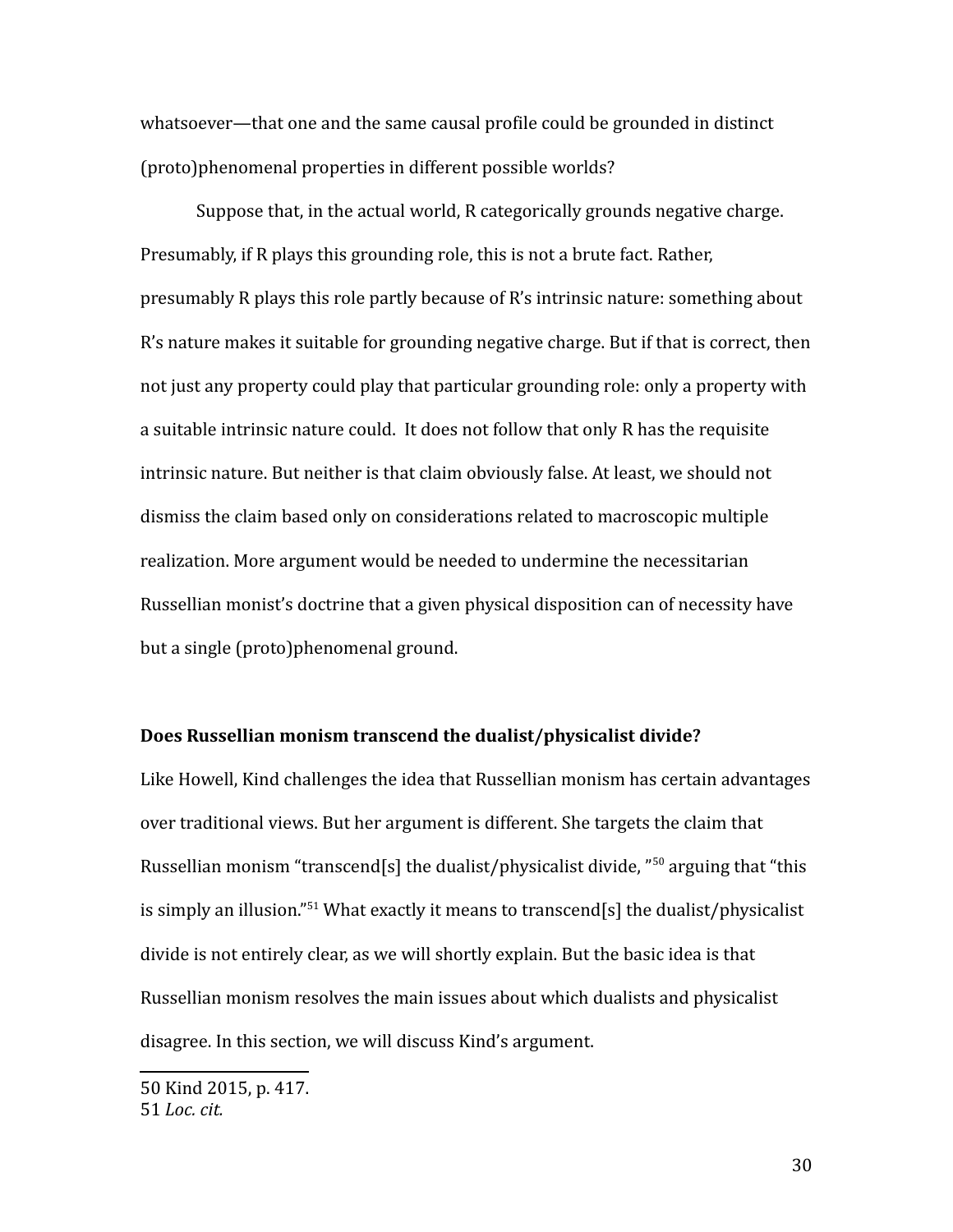whatsoever—that one and the same causal profile could be grounded in distinct (proto)phenomenal properties in different possible worlds?

Suppose that, in the actual world, R categorically grounds negative charge. Presumably, if R plays this grounding role, this is not a brute fact. Rather, presumably R plays this role partly because of R's intrinsic nature: something about R's nature makes it suitable for grounding negative charge. But if that is correct, then not just any property could play that particular grounding role: only a property with a suitable intrinsic nature could. It does not follow that only R has the requisite intrinsic nature. But neither is that claim obviously false. At least, we should not dismiss the claim based only on considerations related to macroscopic multiple realization. More argument would be needed to undermine the necessitarian Russellian monist's doctrine that a given physical disposition can of necessity have but a single (proto)phenomenal ground.

**Does Russellian monism transcend the dualist/physicalist divide?**

Like Howell, Kind challenges the idea that Russellian monism has certain advantages over traditional views. But her argument is different. She targets the claim that Russellian monism "transcend[s] the dualist/physicalist divide, "[50] arguing that "this is simply an illusion."[51] What exactly it means to transcend[s] the dualist/physicalist divide is not entirely clear, as we will shortly explain. But the basic idea is that Russellian monism resolves the main issues about which dualists and physicalist disagree. In this section, we will discuss Kind's argument.

---

50 Kind 2015, p. 417.
51 *Loc. cit.*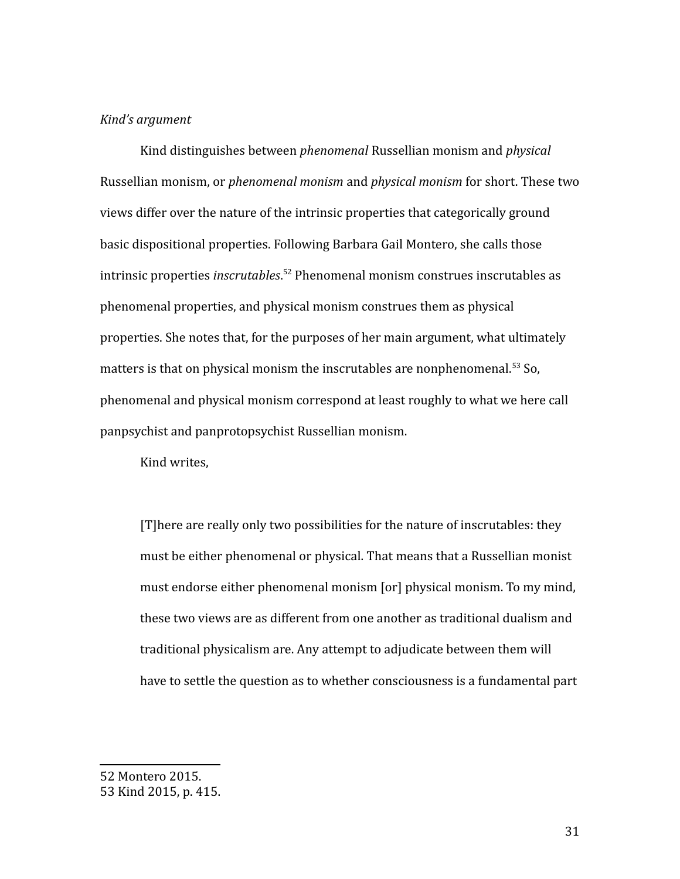*Kind's argument*

Kind distinguishes between *phenomenal* Russellian monism and *physical* Russellian monism, or *phenomenal monism* and *physical monism* for short. These two views differ over the nature of the intrinsic properties that categorically ground basic dispositional properties. Following Barbara Gail Montero, she calls those intrinsic properties *inscrutables*.[52] Phenomenal monism construes inscrutables as phenomenal properties, and physical monism construes them as physical properties. She notes that, for the purposes of her main argument, what ultimately matters is that on physical monism the inscrutables are nonphenomenal.[53] So, phenomenal and physical monism correspond at least roughly to what we here call panpsychist and panprotopsychist Russellian monism.

Kind writes,

> [T]here are really only two possibilities for the nature of inscrutables: they must be either phenomenal or physical. That means that a Russellian monist must endorse either phenomenal monism [or] physical monism. To my mind, these two views are as different from one another as traditional dualism and traditional physicalism are. Any attempt to adjudicate between them will have to settle the question as to whether consciousness is a fundamental part

---

52 Montero 2015.

53 Kind 2015, p. 415.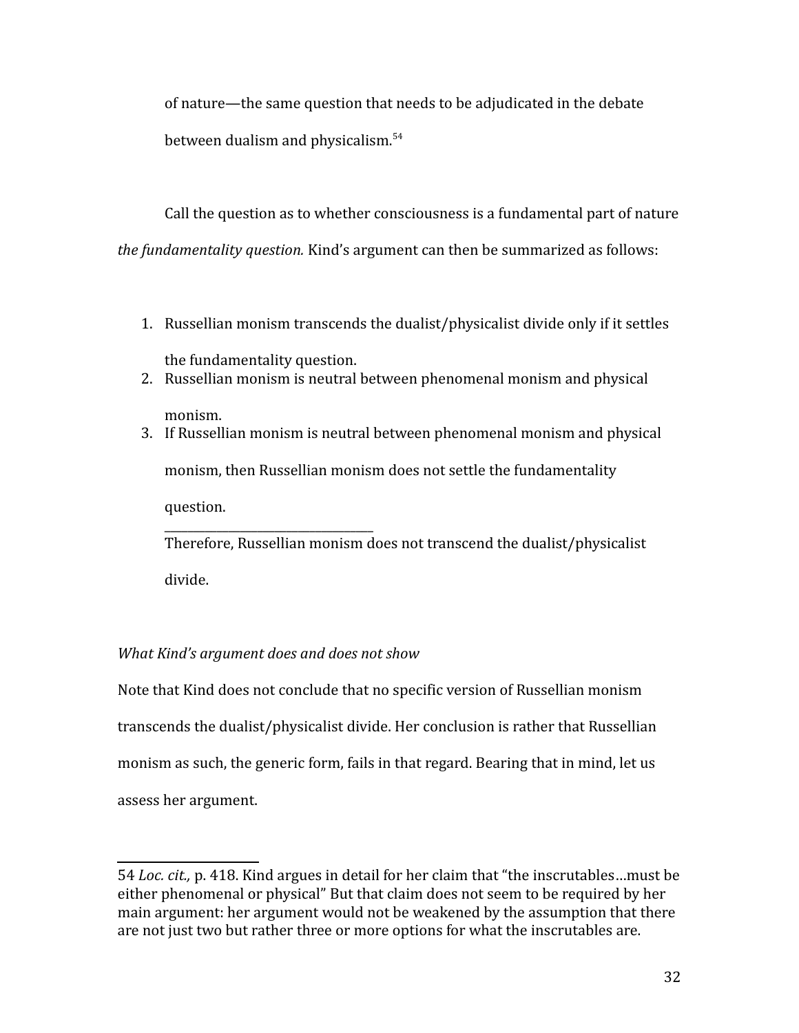of nature—the same question that needs to be adjudicated in the debate between dualism and physicalism.[54]

Call the question as to whether consciousness is a fundamental part of nature *the fundamentality question.* Kind's argument can then be summarized as follows:

1. Russellian monism transcends the dualist/physicalist divide only if it settles the fundamentality question.
2. Russellian monism is neutral between phenomenal monism and physical monism.
3. If Russellian monism is neutral between phenomenal monism and physical monism, then Russellian monism does not settle the fundamentality question.

_________________________________

Therefore, Russellian monism does not transcend the dualist/physicalist divide.

*What Kind's argument does and does not show*

Note that Kind does not conclude that no specific version of Russellian monism transcends the dualist/physicalist divide. Her conclusion is rather that Russellian monism as such, the generic form, fails in that regard. Bearing that in mind, let us assess her argument.

---

54 *Loc. cit.,* p. 418. Kind argues in detail for her claim that "the inscrutables…must be either phenomenal or physical" But that claim does not seem to be required by her main argument: her argument would not be weakened by the assumption that there are not just two but rather three or more options for what the inscrutables are.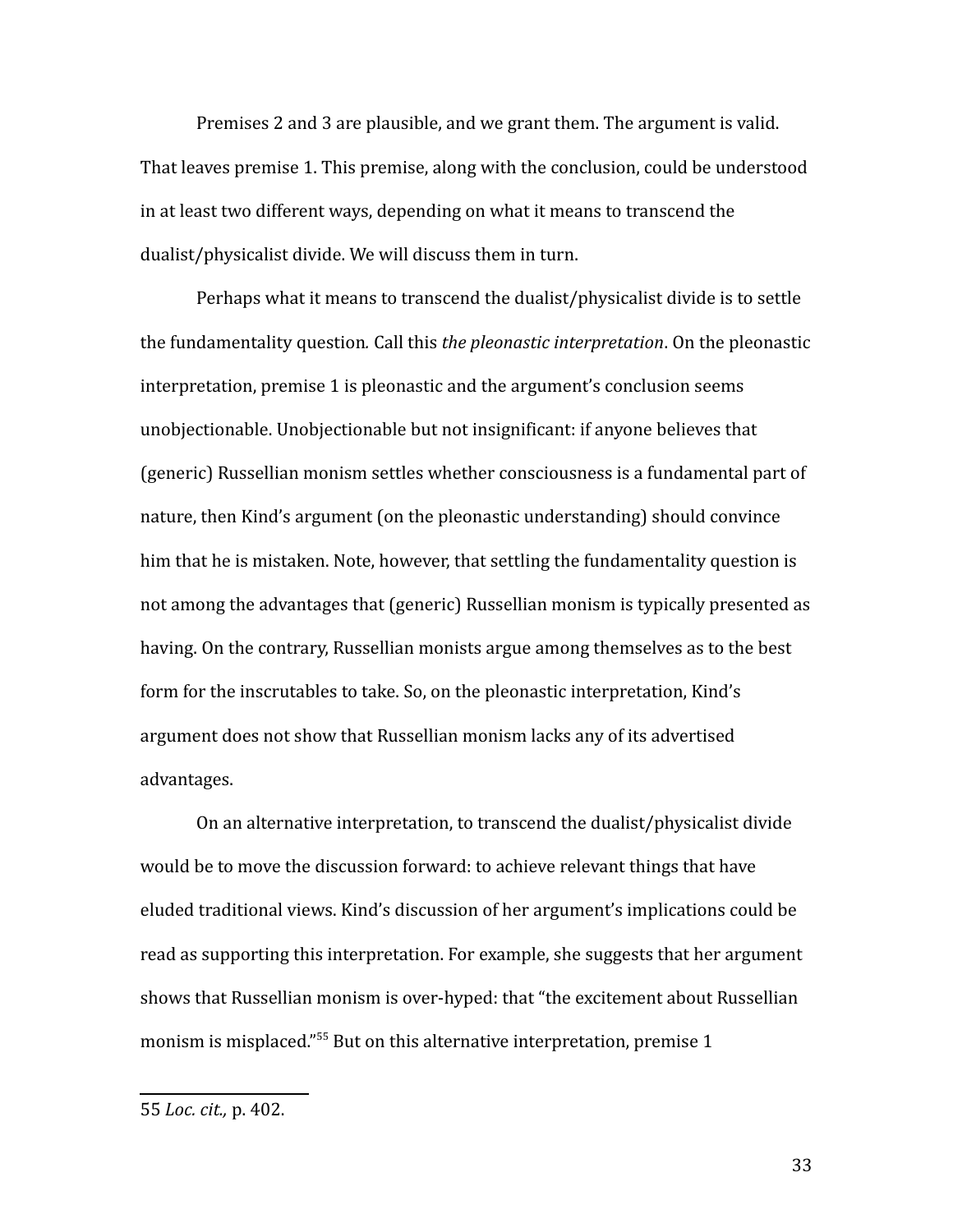Premises 2 and 3 are plausible, and we grant them. The argument is valid. That leaves premise 1. This premise, along with the conclusion, could be understood in at least two different ways, depending on what it means to transcend the dualist/physicalist divide. We will discuss them in turn.

Perhaps what it means to transcend the dualist/physicalist divide is to settle the fundamentality question*.* Call this *the pleonastic interpretation*. On the pleonastic interpretation, premise 1 is pleonastic and the argument's conclusion seems unobjectionable. Unobjectionable but not insignificant: if anyone believes that (generic) Russellian monism settles whether consciousness is a fundamental part of nature, then Kind's argument (on the pleonastic understanding) should convince him that he is mistaken. Note, however, that settling the fundamentality question is not among the advantages that (generic) Russellian monism is typically presented as having. On the contrary, Russellian monists argue among themselves as to the best form for the inscrutables to take. So, on the pleonastic interpretation, Kind's argument does not show that Russellian monism lacks any of its advertised advantages.

On an alternative interpretation, to transcend the dualist/physicalist divide would be to move the discussion forward: to achieve relevant things that have eluded traditional views. Kind's discussion of her argument's implications could be read as supporting this interpretation. For example, she suggests that her argument shows that Russellian monism is over-hyped: that "the excitement about Russellian monism is misplaced."[55] But on this alternative interpretation, premise 1

---

55 *Loc. cit.,* p. 402.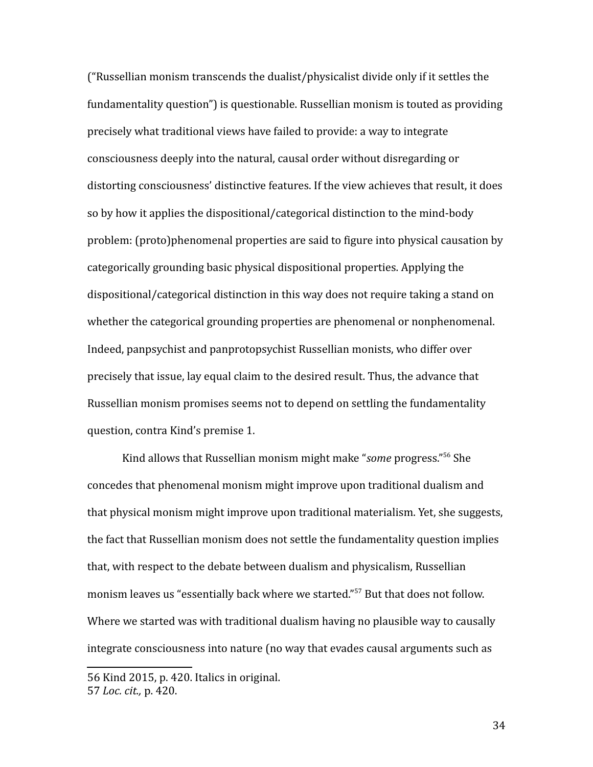("Russellian monism transcends the dualist/physicalist divide only if it settles the fundamentality question") is questionable. Russellian monism is touted as providing precisely what traditional views have failed to provide: a way to integrate consciousness deeply into the natural, causal order without disregarding or distorting consciousness' distinctive features. If the view achieves that result, it does so by how it applies the dispositional/categorical distinction to the mind-body problem: (proto)phenomenal properties are said to figure into physical causation by categorically grounding basic physical dispositional properties. Applying the dispositional/categorical distinction in this way does not require taking a stand on whether the categorical grounding properties are phenomenal or nonphenomenal. Indeed, panpsychist and panprotopsychist Russellian monists, who differ over precisely that issue, lay equal claim to the desired result. Thus, the advance that Russellian monism promises seems not to depend on settling the fundamentality question, contra Kind's premise 1.

Kind allows that Russellian monism might make "*some* progress."[56] She concedes that phenomenal monism might improve upon traditional dualism and that physical monism might improve upon traditional materialism. Yet, she suggests, the fact that Russellian monism does not settle the fundamentality question implies that, with respect to the debate between dualism and physicalism, Russellian monism leaves us "essentially back where we started."[57] But that does not follow. Where we started was with traditional dualism having no plausible way to causally integrate consciousness into nature (no way that evades causal arguments such as

56 Kind 2015, p. 420. Italics in original.
57 *Loc. cit.,* p. 420.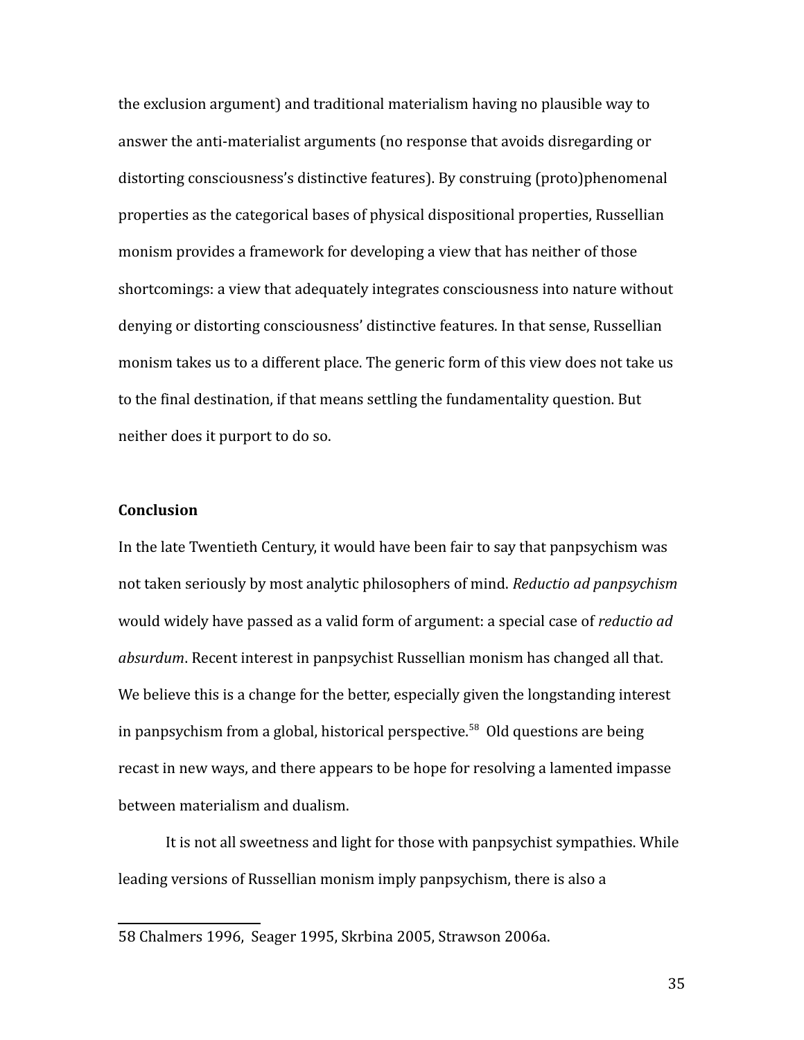the exclusion argument) and traditional materialism having no plausible way to answer the anti-materialist arguments (no response that avoids disregarding or distorting consciousness's distinctive features). By construing (proto)phenomenal properties as the categorical bases of physical dispositional properties, Russellian monism provides a framework for developing a view that has neither of those shortcomings: a view that adequately integrates consciousness into nature without denying or distorting consciousness' distinctive features. In that sense, Russellian monism takes us to a different place. The generic form of this view does not take us to the final destination, if that means settling the fundamentality question. But neither does it purport to do so.

## Conclusion

In the late Twentieth Century, it would have been fair to say that panpsychism was not taken seriously by most analytic philosophers of mind. *Reductio ad panpsychism* would widely have passed as a valid form of argument: a special case of *reductio ad absurdum*. Recent interest in panpsychist Russellian monism has changed all that. We believe this is a change for the better, especially given the longstanding interest in panpsychism from a global, historical perspective.[58] Old questions are being recast in new ways, and there appears to be hope for resolving a lamented impasse between materialism and dualism.

It is not all sweetness and light for those with panpsychist sympathies. While leading versions of Russellian monism imply panpsychism, there is also a

---

58 Chalmers 1996, Seager 1995, Skrbina 2005, Strawson 2006a.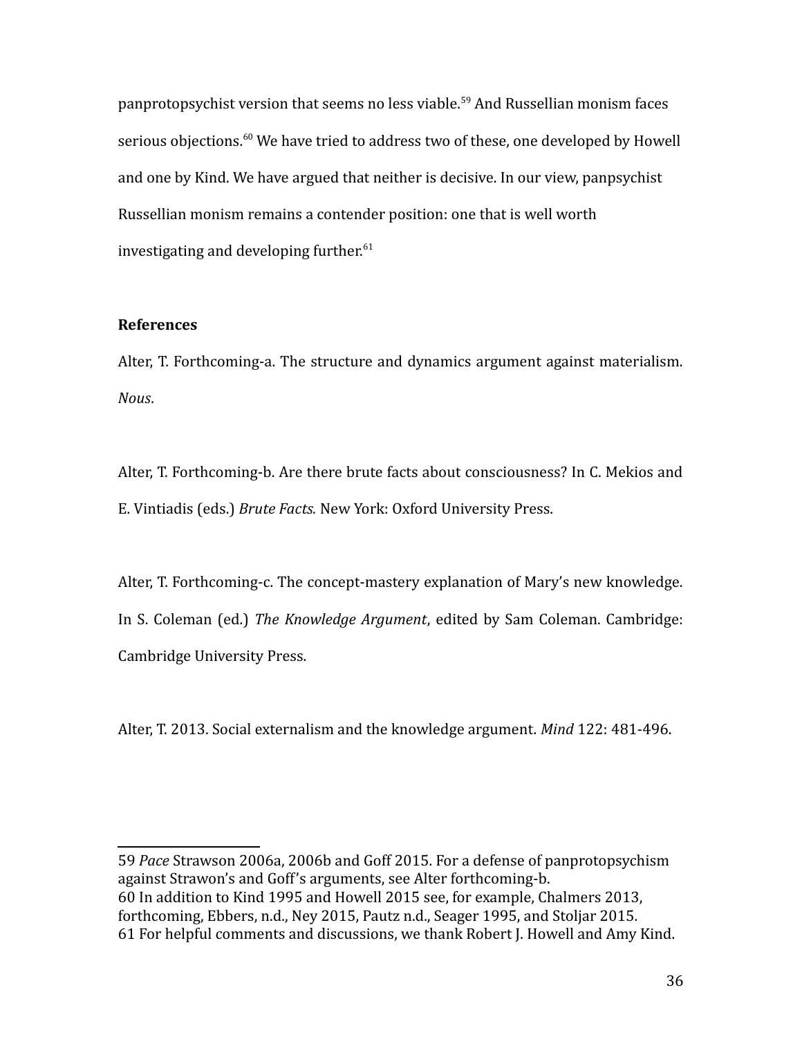panprotopsychist version that seems no less viable.[59] And Russellian monism faces serious objections.[60] We have tried to address two of these, one developed by Howell and one by Kind. We have argued that neither is decisive. In our view, panpsychist Russellian monism remains a contender position: one that is well worth investigating and developing further.[61]

**References**

Alter, T. Forthcoming-a. The structure and dynamics argument against materialism. *Nous*.

Alter, T. Forthcoming-b. Are there brute facts about consciousness? In C. Mekios and E. Vintiadis (eds.) *Brute Facts.* New York: Oxford University Press.

Alter, T. Forthcoming-c. The concept-mastery explanation of Mary's new knowledge. In S. Coleman (ed.) *The Knowledge Argument*, edited by Sam Coleman. Cambridge: Cambridge University Press.

Alter, T. 2013. Social externalism and the knowledge argument. *Mind* 122: 481-496.

---

59 *Pace* Strawson 2006a, 2006b and Goff 2015. For a defense of panprotopsychism against Strawon's and Goff's arguments, see Alter forthcoming-b.

60 In addition to Kind 1995 and Howell 2015 see, for example, Chalmers 2013, forthcoming, Ebbers, n.d., Ney 2015, Pautz n.d., Seager 1995, and Stoljar 2015.

61 For helpful comments and discussions, we thank Robert J. Howell and Amy Kind.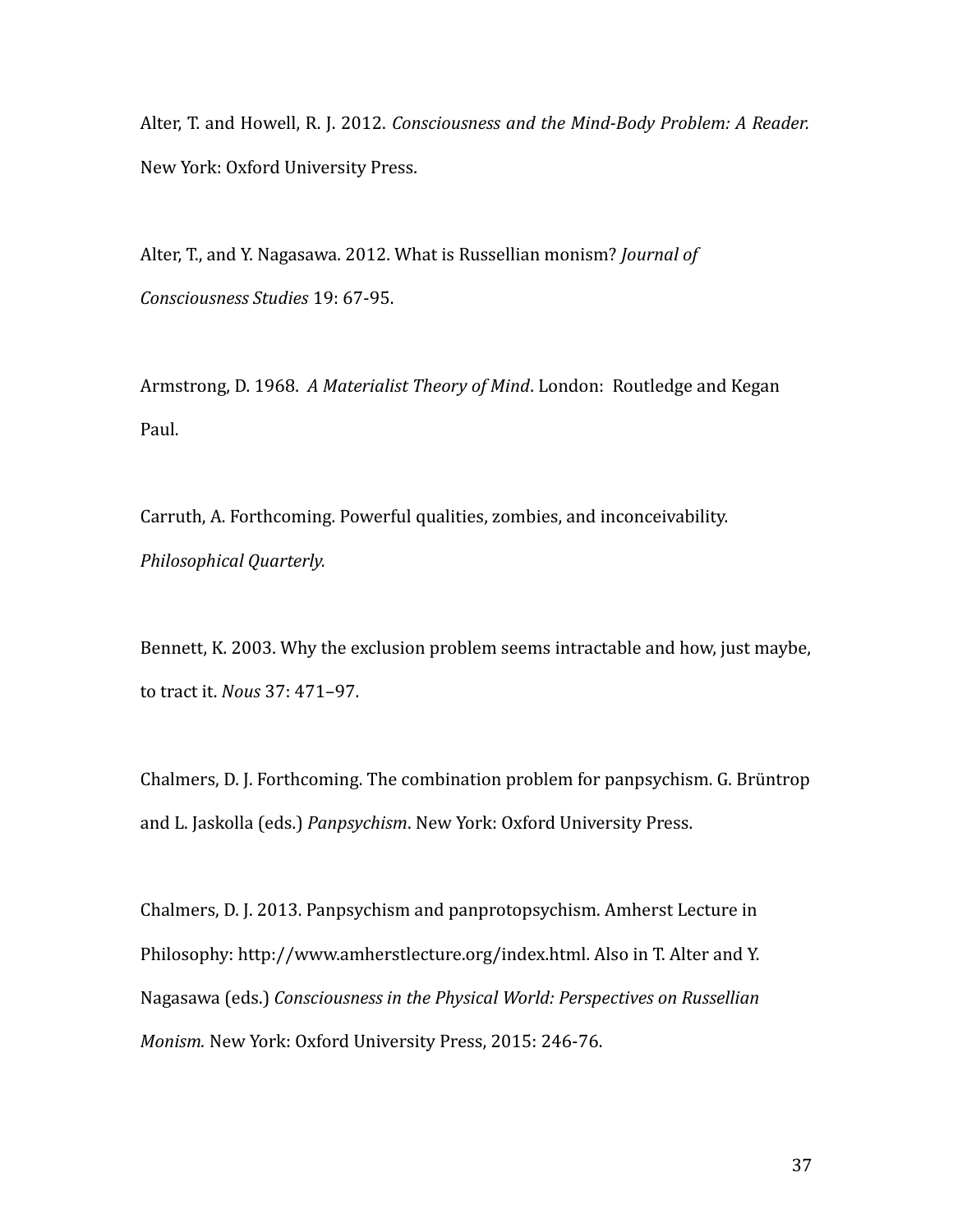Alter, T. and Howell, R. J. 2012. *Consciousness and the Mind-Body Problem: A Reader.* New York: Oxford University Press.

Alter, T., and Y. Nagasawa. 2012. What is Russellian monism? *Journal of Consciousness Studies* 19: 67-95.

Armstrong, D. 1968. *A Materialist Theory of Mind*. London: Routledge and Kegan Paul.

Carruth, A. Forthcoming. Powerful qualities, zombies, and inconceivability. *Philosophical Quarterly.*

Bennett, K. 2003. Why the exclusion problem seems intractable and how, just maybe, to tract it. *Nous* 37: 471–97.

Chalmers, D. J. Forthcoming. The combination problem for panpsychism. G. Brüntrop and L. Jaskolla (eds.) *Panpsychism*. New York: Oxford University Press.

Chalmers, D. J. 2013. Panpsychism and panprotopsychism. Amherst Lecture in Philosophy: http://www.amherstlecture.org/index.html. Also in T. Alter and Y. Nagasawa (eds.) *Consciousness in the Physical World: Perspectives on Russellian Monism.* New York: Oxford University Press, 2015: 246-76.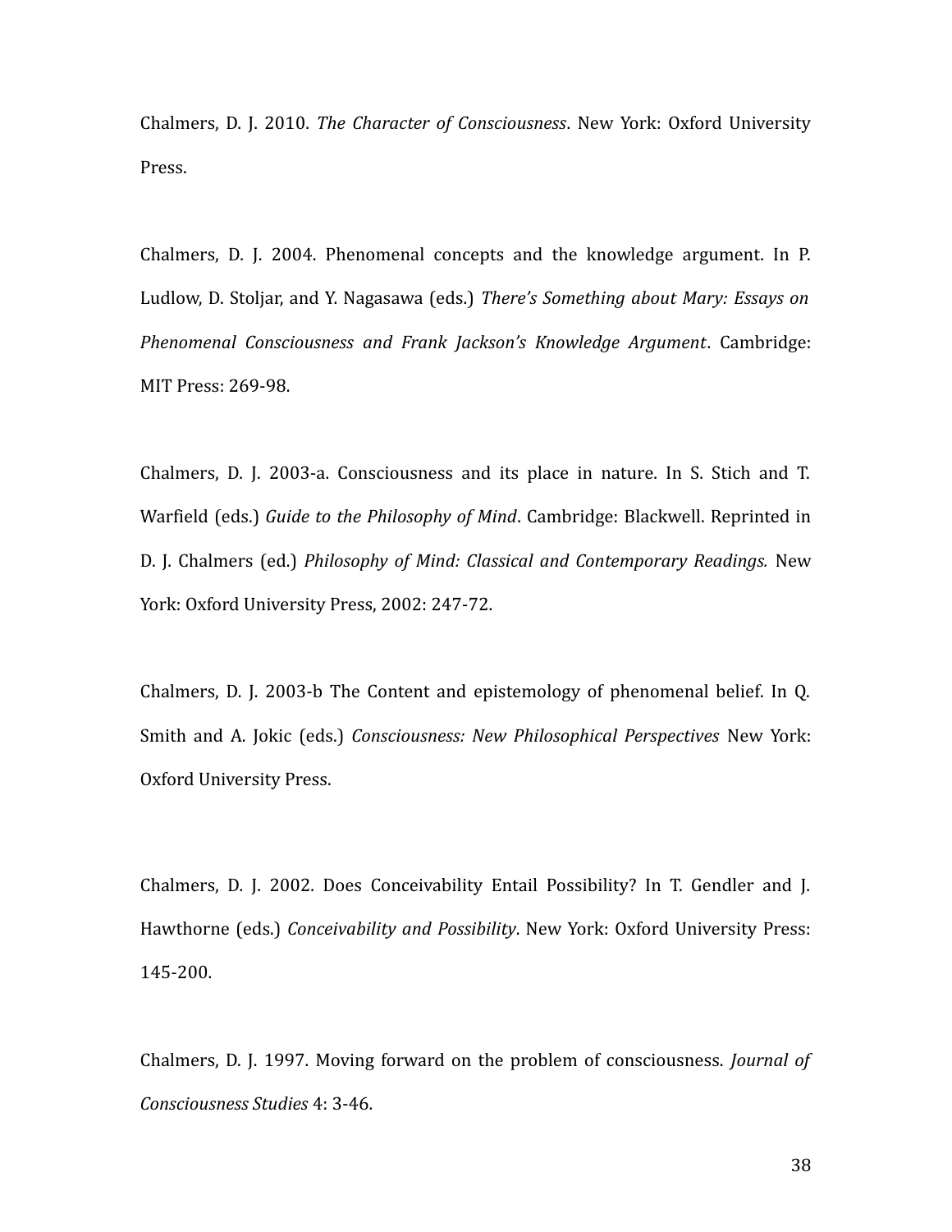Chalmers, D. J. 2010. *The Character of Consciousness*. New York: Oxford University Press.

Chalmers, D. J. 2004. Phenomenal concepts and the knowledge argument. In P. Ludlow, D. Stoljar, and Y. Nagasawa (eds.) *There's Something about Mary: Essays on Phenomenal Consciousness and Frank Jackson's Knowledge Argument*. Cambridge: MIT Press: 269-98.

Chalmers, D. J. 2003-a. Consciousness and its place in nature. In S. Stich and T. Warfield (eds.) *Guide to the Philosophy of Mind*. Cambridge: Blackwell. Reprinted in D. J. Chalmers (ed.) *Philosophy of Mind: Classical and Contemporary Readings.* New York: Oxford University Press, 2002: 247-72.

Chalmers, D. J. 2003-b The Content and epistemology of phenomenal belief. In Q. Smith and A. Jokic (eds.) *Consciousness: New Philosophical Perspectives* New York: Oxford University Press.

Chalmers, D. J. 2002. Does Conceivability Entail Possibility? In T. Gendler and J. Hawthorne (eds.) *Conceivability and Possibility*. New York: Oxford University Press: 145-200.

Chalmers, D. J. 1997. Moving forward on the problem of consciousness. *Journal of Consciousness Studies* 4: 3-46.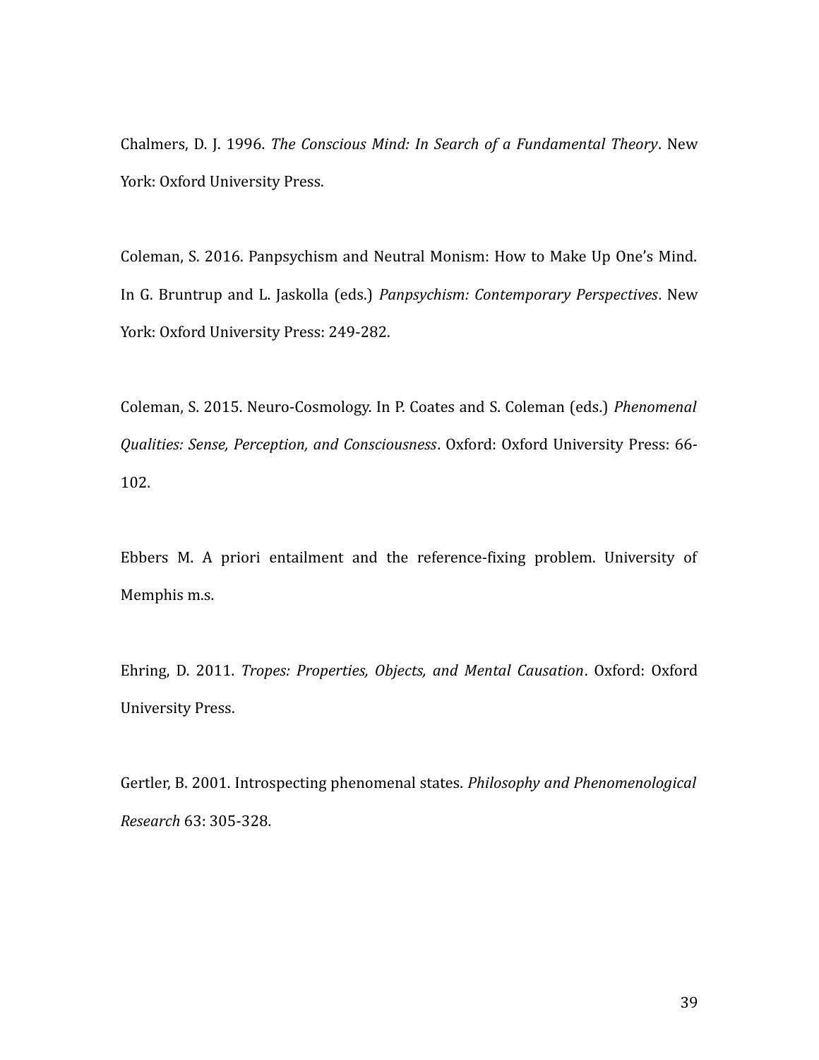Chalmers, D. J. 1996. *The Conscious Mind: In Search of a Fundamental Theory*. New York: Oxford University Press.

Coleman, S. 2016. Panpsychism and Neutral Monism: How to Make Up One's Mind. In G. Bruntrup and L. Jaskolla (eds.) *Panpsychism: Contemporary Perspectives*. New York: Oxford University Press: 249-282.

Coleman, S. 2015. Neuro-Cosmology. In P. Coates and S. Coleman (eds.) *Phenomenal Qualities: Sense, Perception, and Consciousness*. Oxford: Oxford University Press: 66-102.

Ebbers M. A priori entailment and the reference-fixing problem. University of Memphis m.s.

Ehring, D. 2011. *Tropes: Properties, Objects, and Mental Causation*. Oxford: Oxford University Press.

Gertler, B. 2001. Introspecting phenomenal states. *Philosophy and Phenomenological Research* 63: 305-328.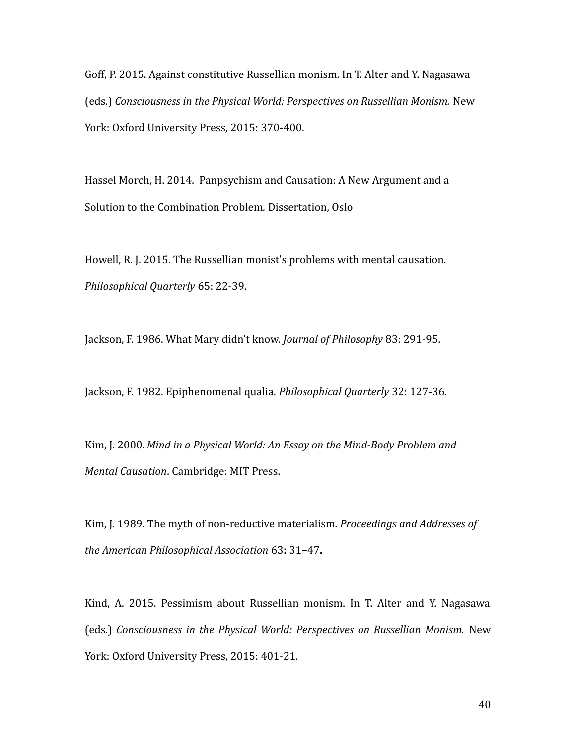Goff, P. 2015. Against constitutive Russellian monism. In T. Alter and Y. Nagasawa (eds.) *Consciousness in the Physical World: Perspectives on Russellian Monism.* New York: Oxford University Press, 2015: 370-400.

Hassel Morch, H. 2014. Panpsychism and Causation: A New Argument and a Solution to the Combination Problem*.* Dissertation, Oslo

Howell, R. J. 2015. The Russellian monist's problems with mental causation. *Philosophical Quarterly* 65: 22-39.

Jackson, F. 1986. What Mary didn't know. *Journal of Philosophy* 83: 291-95.

Jackson, F. 1982. Epiphenomenal qualia. *Philosophical Quarterly* 32: 127-36.

Kim, J. 2000. *Mind in a Physical World: An Essay on the Mind-Body Problem and Mental Causation*. Cambridge: MIT Press.

Kim, J. 1989. The myth of non-reductive materialism. *Proceedings and Addresses of the American Philosophical Association* 63**:** 31–47**.**

Kind, A. 2015. Pessimism about Russellian monism. In T. Alter and Y. Nagasawa (eds.) *Consciousness in the Physical World: Perspectives on Russellian Monism.* New York: Oxford University Press, 2015: 401-21.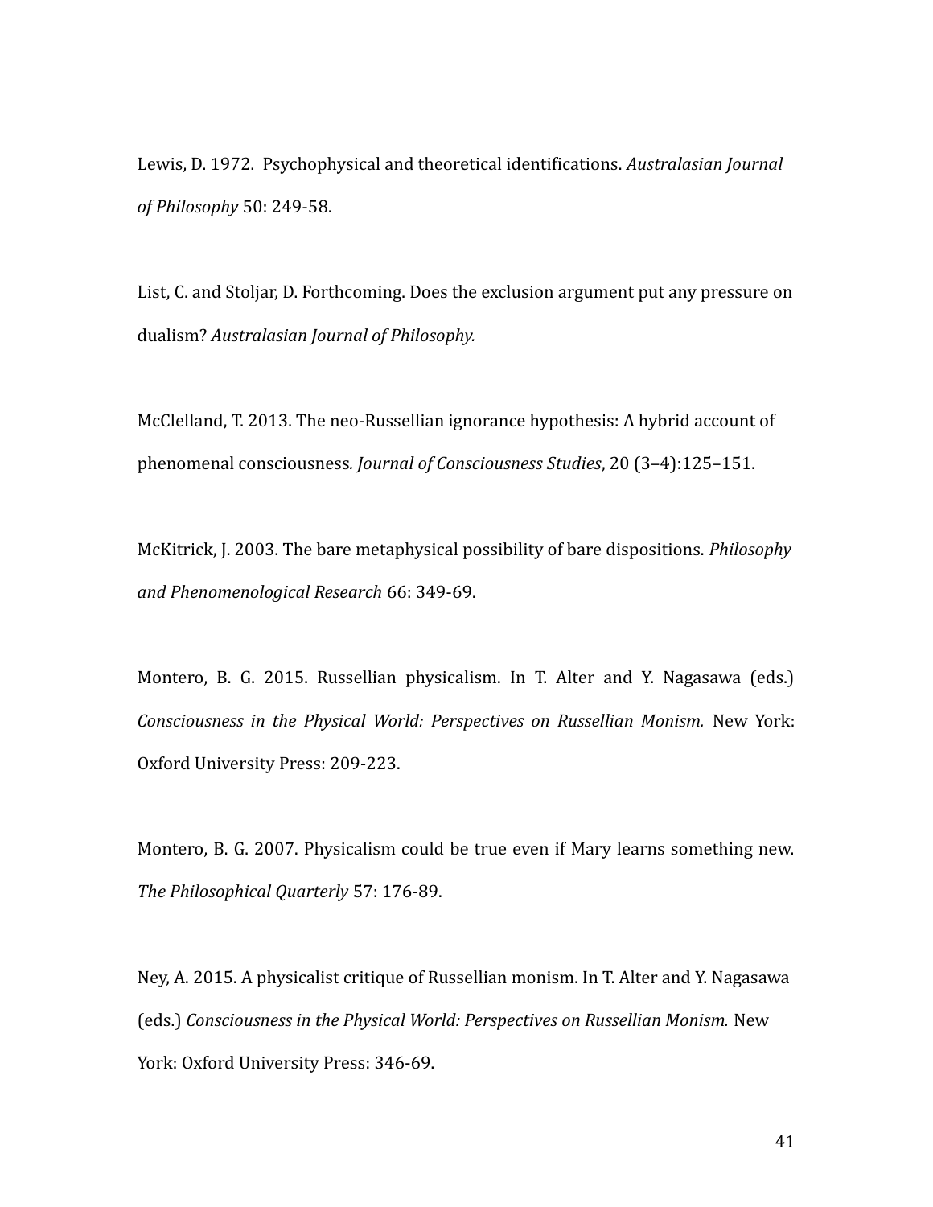Lewis, D. 1972. Psychophysical and theoretical identifications. *Australasian Journal of Philosophy* 50: 249-58.

List, C. and Stoljar, D. Forthcoming. Does the exclusion argument put any pressure on dualism? *Australasian Journal of Philosophy.*

McClelland, T. 2013. The neo-Russellian ignorance hypothesis: A hybrid account of phenomenal consciousness*. Journal of Consciousness Studies*, 20 (3–4):125–151.

McKitrick, J. 2003. The bare metaphysical possibility of bare dispositions. *Philosophy and Phenomenological Research* 66: 349-69.

Montero, B. G. 2015. Russellian physicalism. In T. Alter and Y. Nagasawa (eds.) *Consciousness in the Physical World: Perspectives on Russellian Monism.* New York: Oxford University Press: 209-223.

Montero, B. G. 2007. Physicalism could be true even if Mary learns something new. *The Philosophical Quarterly* 57: 176-89.

Ney, A. 2015. A physicalist critique of Russellian monism. In T. Alter and Y. Nagasawa (eds.) *Consciousness in the Physical World: Perspectives on Russellian Monism.* New York: Oxford University Press: 346-69.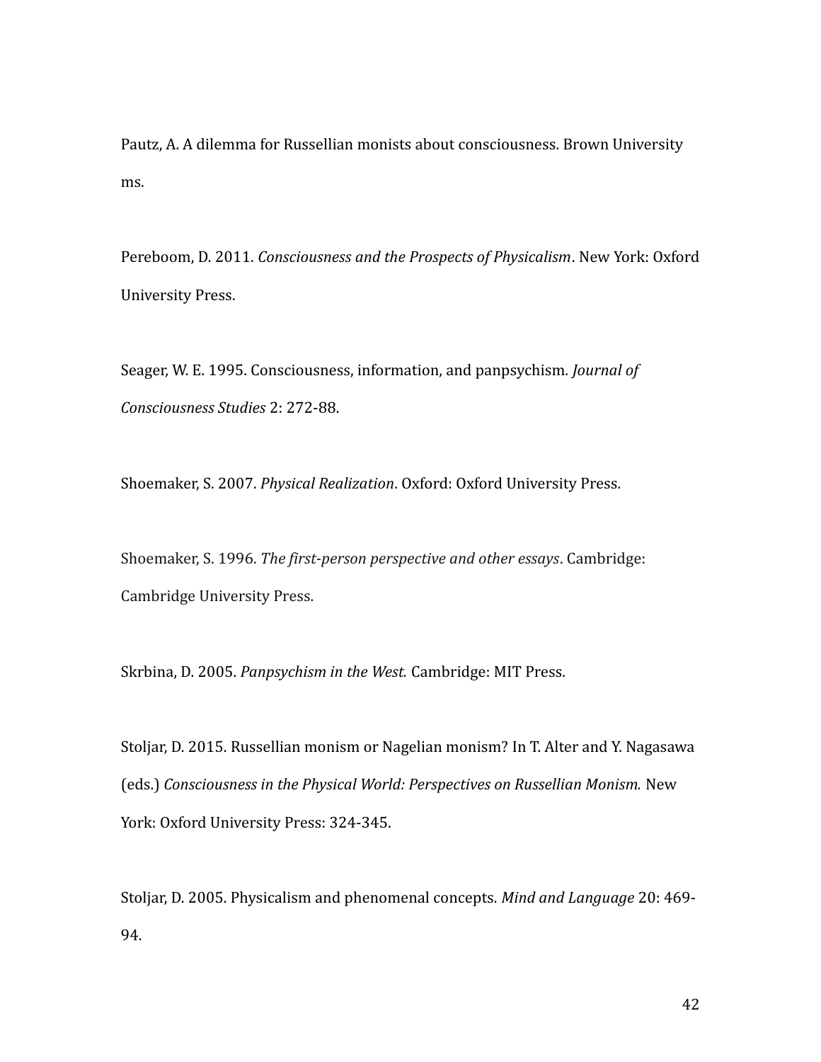Pautz, A. A dilemma for Russellian monists about consciousness. Brown University ms.

Pereboom, D. 2011. *Consciousness and the Prospects of Physicalism*. New York: Oxford University Press.

Seager, W. E. 1995. Consciousness, information, and panpsychism. *Journal of Consciousness Studies* 2: 272-88.

Shoemaker, S. 2007. *Physical Realization*. Oxford: Oxford University Press.

Shoemaker, S. 1996. *The first-person perspective and other essays*. Cambridge: Cambridge University Press.

Skrbina, D. 2005. *Panpsychism in the West.* Cambridge: MIT Press.

Stoljar, D. 2015. Russellian monism or Nagelian monism? In T. Alter and Y. Nagasawa (eds.) *Consciousness in the Physical World: Perspectives on Russellian Monism.* New York: Oxford University Press: 324-345.

Stoljar, D. 2005. Physicalism and phenomenal concepts. *Mind and Language* 20: 469-94.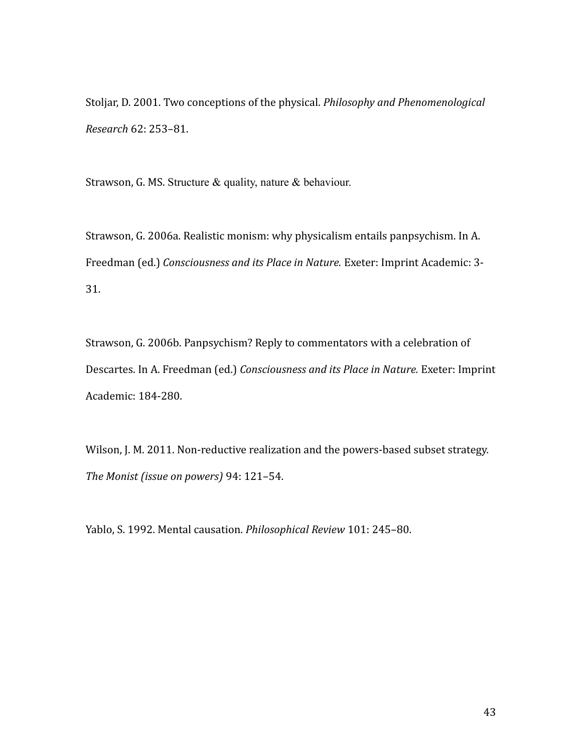Stoljar, D. 2001. Two conceptions of the physical. *Philosophy and Phenomenological Research* 62: 253–81.

Strawson, G. MS. Structure & quality, nature & behaviour.

Strawson, G. 2006a. Realistic monism: why physicalism entails panpsychism. In A. Freedman (ed.) *Consciousness and its Place in Nature.* Exeter: Imprint Academic: 3-31.

Strawson, G. 2006b. Panpsychism? Reply to commentators with a celebration of Descartes. In A. Freedman (ed.) *Consciousness and its Place in Nature.* Exeter: Imprint Academic: 184-280.

Wilson, J. M. 2011. Non-reductive realization and the powers-based subset strategy. *The Monist (issue on powers)* 94: 121–54.

Yablo, S. 1992. Mental causation. *Philosophical Review* 101: 245–80.